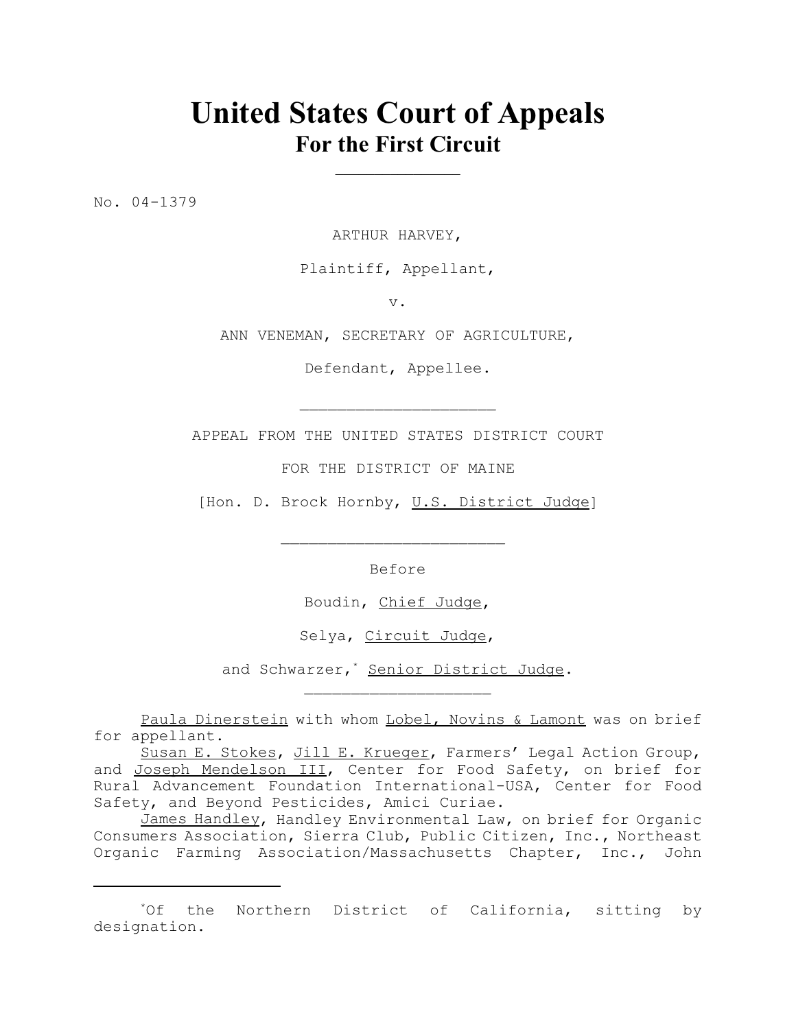# United States Court of Appeals
## For the First Circuit

No. 04-1379

ARTHUR HARVEY,

Plaintiff, Appellant,

v.

ANN VENEMAN, SECRETARY OF AGRICULTURE,

Defendant, Appellee.

APPEAL FROM THE UNITED STATES DISTRICT COURT

FOR THE DISTRICT OF MAINE

[Hon. D. Brock Hornby, U.S. District Judge]

Before

Boudin, Chief Judge,

Selya, Circuit Judge,

and Schwarzer,* Senior District Judge.

Paula Dinerstein with whom Lobel, Novins & Lamont was on brief for appellant.

Susan E. Stokes, Jill E. Krueger, Farmers' Legal Action Group, and Joseph Mendelson III, Center for Food Safety, on brief for Rural Advancement Foundation International-USA, Center for Food Safety, and Beyond Pesticides, Amici Curiae.

James Handley, Handley Environmental Law, on brief for Organic Consumers Association, Sierra Club, Public Citizen, Inc., Northeast Organic Farming Association/Massachusetts Chapter, Inc., John

---

*Of the Northern District of California, sitting by designation.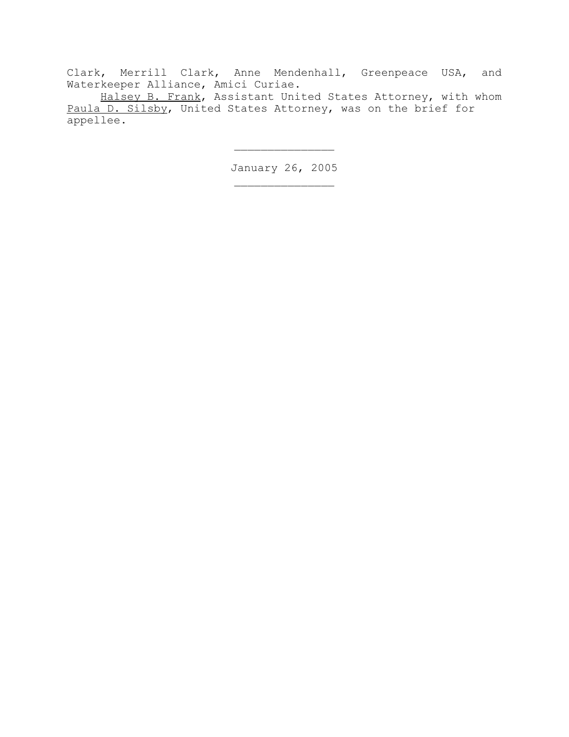Clark, Merrill Clark, Anne Mendenhall, Greenpeace USA, and Waterkeeper Alliance, Amici Curiae.

Halsey B. Frank, Assistant United States Attorney, with whom Paula D. Silsby, United States Attorney, was on the brief for appellee.

---

January 26, 2005

---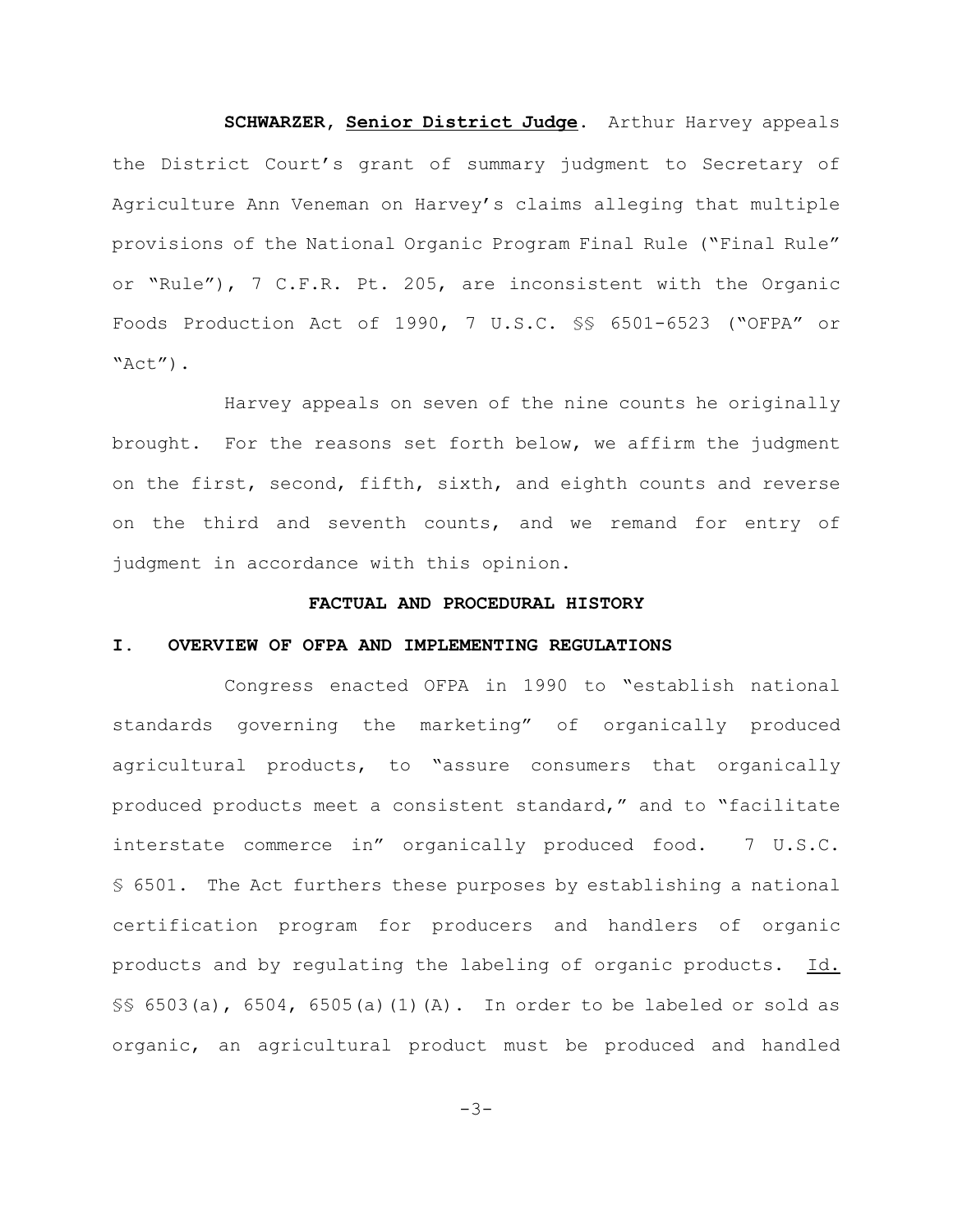**SCHWARZER, Senior District Judge**. Arthur Harvey appeals the District Court's grant of summary judgment to Secretary of Agriculture Ann Veneman on Harvey's claims alleging that multiple provisions of the National Organic Program Final Rule ("Final Rule" or "Rule"), 7 C.F.R. Pt. 205, are inconsistent with the Organic Foods Production Act of 1990, 7 U.S.C. §§ 6501-6523 ("OFPA" or "Act").

Harvey appeals on seven of the nine counts he originally brought. For the reasons set forth below, we affirm the judgment on the first, second, fifth, sixth, and eighth counts and reverse on the third and seventh counts, and we remand for entry of judgment in accordance with this opinion.

## FACTUAL AND PROCEDURAL HISTORY

### I. OVERVIEW OF OFPA AND IMPLEMENTING REGULATIONS

Congress enacted OFPA in 1990 to "establish national standards governing the marketing" of organically produced agricultural products, to "assure consumers that organically produced products meet a consistent standard," and to "facilitate interstate commerce in" organically produced food. 7 U.S.C. § 6501. The Act furthers these purposes by establishing a national certification program for producers and handlers of organic products and by regulating the labeling of organic products. Id. §§ 6503(a), 6504, 6505(a)(1)(A). In order to be labeled or sold as organic, an agricultural product must be produced and handled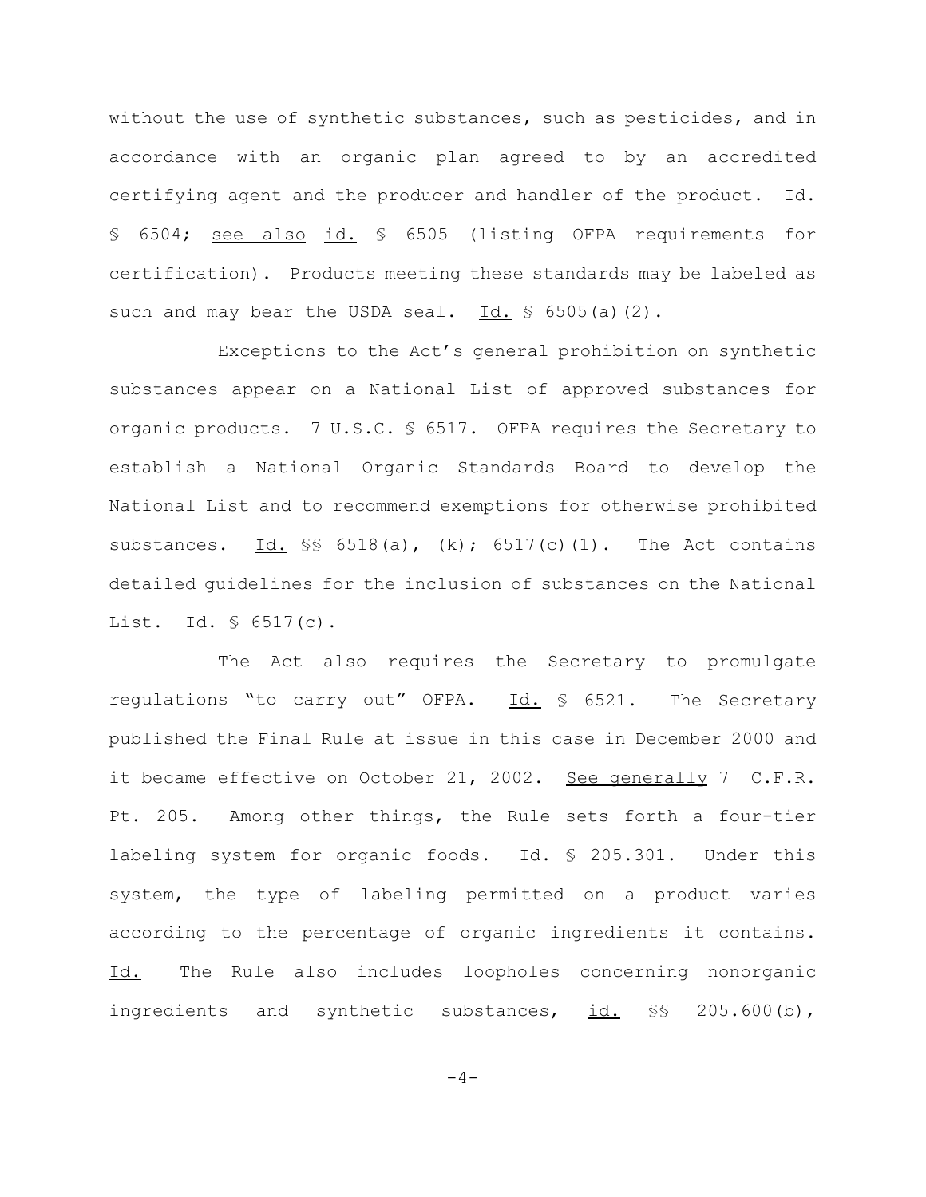without the use of synthetic substances, such as pesticides, and in accordance with an organic plan agreed to by an accredited certifying agent and the producer and handler of the product. Id. § 6504; see also id. § 6505 (listing OFPA requirements for certification). Products meeting these standards may be labeled as such and may bear the USDA seal. Id. § 6505(a)(2).

Exceptions to the Act's general prohibition on synthetic substances appear on a National List of approved substances for organic products. 7 U.S.C. § 6517. OFPA requires the Secretary to establish a National Organic Standards Board to develop the National List and to recommend exemptions for otherwise prohibited substances. Id. §§ 6518(a), (k); 6517(c)(1). The Act contains detailed guidelines for the inclusion of substances on the National List. Id. § 6517(c).

The Act also requires the Secretary to promulgate regulations "to carry out" OFPA. Id. § 6521. The Secretary published the Final Rule at issue in this case in December 2000 and it became effective on October 21, 2002. See generally 7 C.F.R. Pt. 205. Among other things, the Rule sets forth a four-tier labeling system for organic foods. Id. § 205.301. Under this system, the type of labeling permitted on a product varies according to the percentage of organic ingredients it contains. Id. The Rule also includes loopholes concerning nonorganic ingredients and synthetic substances, id. §§ 205.600(b),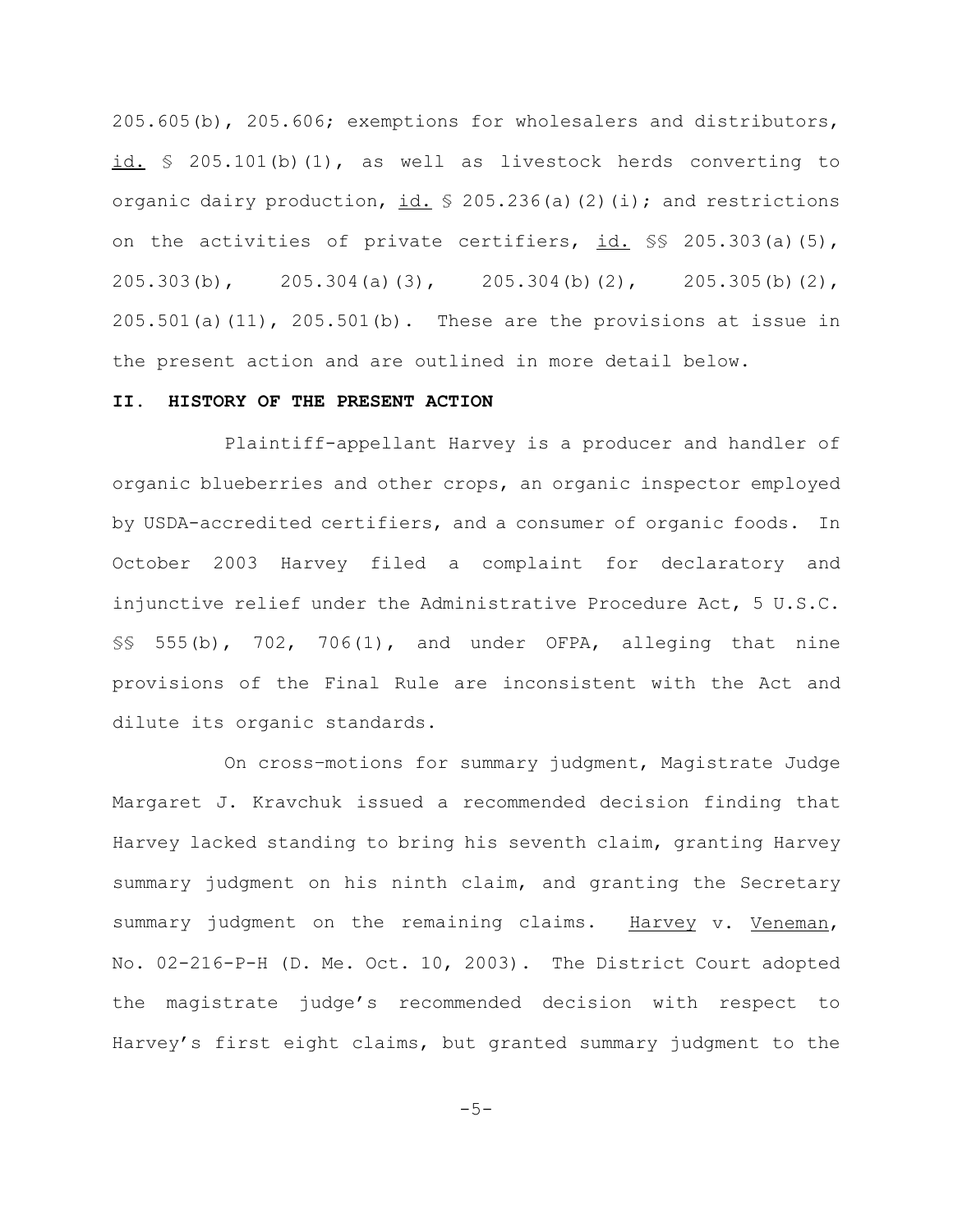205.605(b), 205.606; exemptions for wholesalers and distributors, id. § 205.101(b)(1), as well as livestock herds converting to organic dairy production, id. § 205.236(a)(2)(i); and restrictions on the activities of private certifiers, id. §§ 205.303(a)(5), 205.303(b), 205.304(a)(3), 205.304(b)(2), 205.305(b)(2), 205.501(a)(11), 205.501(b). These are the provisions at issue in the present action and are outlined in more detail below.

## II. HISTORY OF THE PRESENT ACTION

Plaintiff-appellant Harvey is a producer and handler of organic blueberries and other crops, an organic inspector employed by USDA-accredited certifiers, and a consumer of organic foods. In October 2003 Harvey filed a complaint for declaratory and injunctive relief under the Administrative Procedure Act, 5 U.S.C. §§ 555(b), 702, 706(1), and under OFPA, alleging that nine provisions of the Final Rule are inconsistent with the Act and dilute its organic standards.

On cross-motions for summary judgment, Magistrate Judge Margaret J. Kravchuk issued a recommended decision finding that Harvey lacked standing to bring his seventh claim, granting Harvey summary judgment on his ninth claim, and granting the Secretary summary judgment on the remaining claims. Harvey v. Veneman, No. 02-216-P-H (D. Me. Oct. 10, 2003). The District Court adopted the magistrate judge's recommended decision with respect to Harvey's first eight claims, but granted summary judgment to the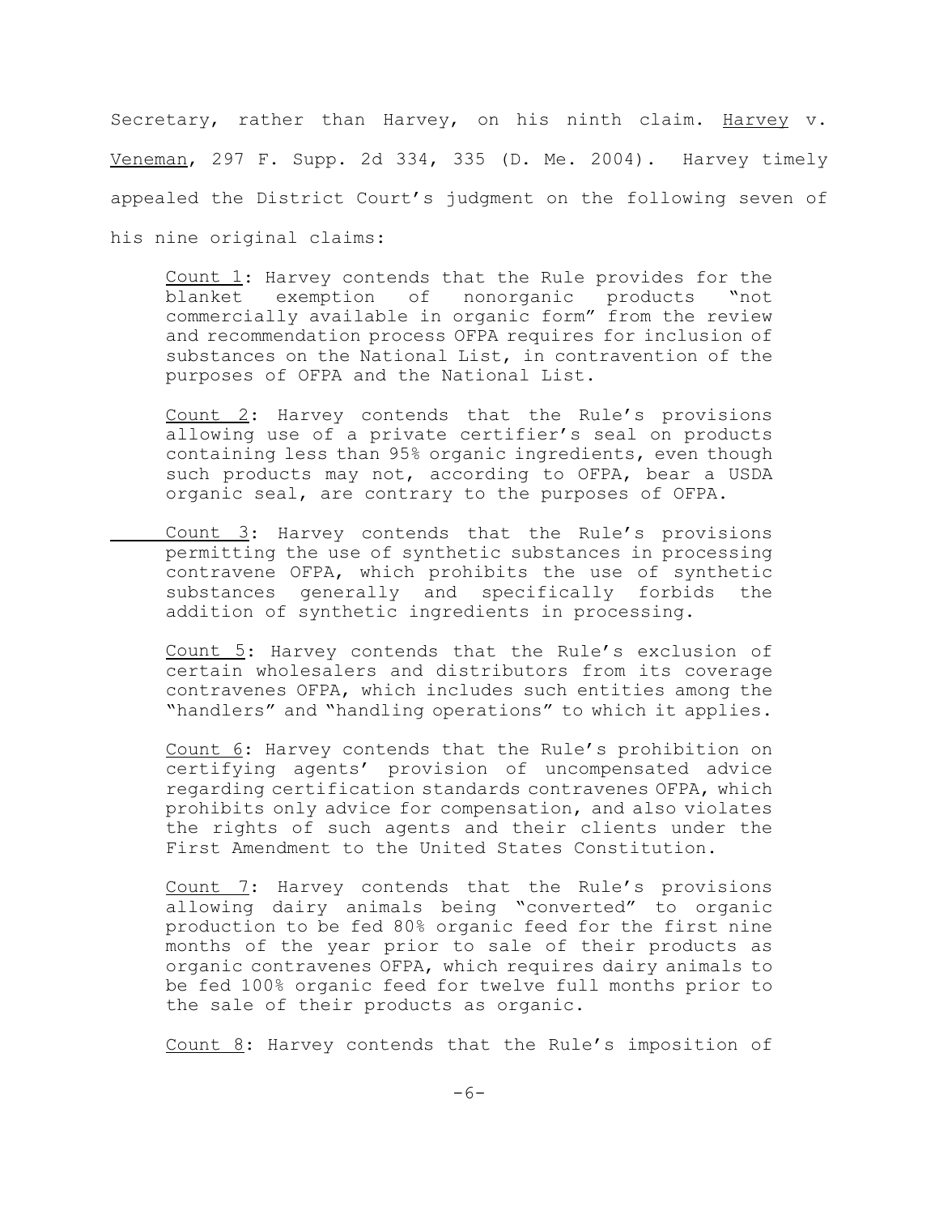Secretary, rather than Harvey, on his ninth claim. Harvey v. Veneman, 297 F. Supp. 2d 334, 335 (D. Me. 2004). Harvey timely appealed the District Court's judgment on the following seven of his nine original claims:

> Count 1: Harvey contends that the Rule provides for the blanket exemption of nonorganic products "not commercially available in organic form" from the review and recommendation process OFPA requires for inclusion of substances on the National List, in contravention of the purposes of OFPA and the National List.
>
> Count 2: Harvey contends that the Rule's provisions allowing use of a private certifier's seal on products containing less than 95% organic ingredients, even though such products may not, according to OFPA, bear a USDA organic seal, are contrary to the purposes of OFPA.
>
> Count 3: Harvey contends that the Rule's provisions permitting the use of synthetic substances in processing contravene OFPA, which prohibits the use of synthetic substances generally and specifically forbids the addition of synthetic ingredients in processing.
>
> Count 5: Harvey contends that the Rule's exclusion of certain wholesalers and distributors from its coverage contravenes OFPA, which includes such entities among the "handlers" and "handling operations" to which it applies.
>
> Count 6: Harvey contends that the Rule's prohibition on certifying agents' provision of uncompensated advice regarding certification standards contravenes OFPA, which prohibits only advice for compensation, and also violates the rights of such agents and their clients under the First Amendment to the United States Constitution.
>
> Count 7: Harvey contends that the Rule's provisions allowing dairy animals being "converted" to organic production to be fed 80% organic feed for the first nine months of the year prior to sale of their products as organic contravenes OFPA, which requires dairy animals to be fed 100% organic feed for twelve full months prior to the sale of their products as organic.
>
> Count 8: Harvey contends that the Rule's imposition of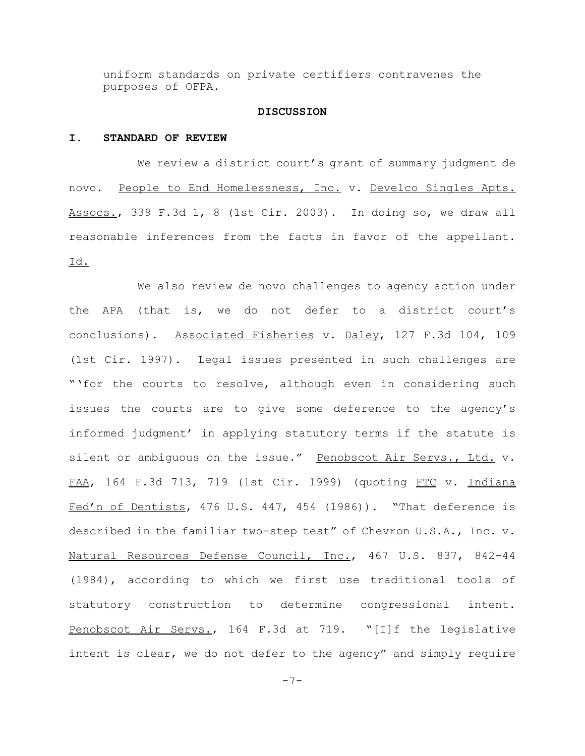uniform standards on private certifiers contravenes the purposes of OFPA.

## DISCUSSION

### I. STANDARD OF REVIEW

We review a district court's grant of summary judgment de novo. People to End Homelessness, Inc. v. Develco Singles Apts. Assocs., 339 F.3d 1, 8 (1st Cir. 2003). In doing so, we draw all reasonable inferences from the facts in favor of the appellant. Id.

We also review de novo challenges to agency action under the APA (that is, we do not defer to a district court's conclusions). Associated Fisheries v. Daley, 127 F.3d 104, 109 (1st Cir. 1997). Legal issues presented in such challenges are "'for the courts to resolve, although even in considering such issues the courts are to give some deference to the agency's informed judgment' in applying statutory terms if the statute is silent or ambiguous on the issue." Penobscot Air Servs., Ltd. v. FAA, 164 F.3d 713, 719 (1st Cir. 1999) (quoting FTC v. Indiana Fed'n of Dentists, 476 U.S. 447, 454 (1986)). "That deference is described in the familiar two-step test" of Chevron U.S.A., Inc. v. Natural Resources Defense Council, Inc., 467 U.S. 837, 842-44 (1984), according to which we first use traditional tools of statutory construction to determine congressional intent. Penobscot Air Servs., 164 F.3d at 719. "[I]f the legislative intent is clear, we do not defer to the agency" and simply require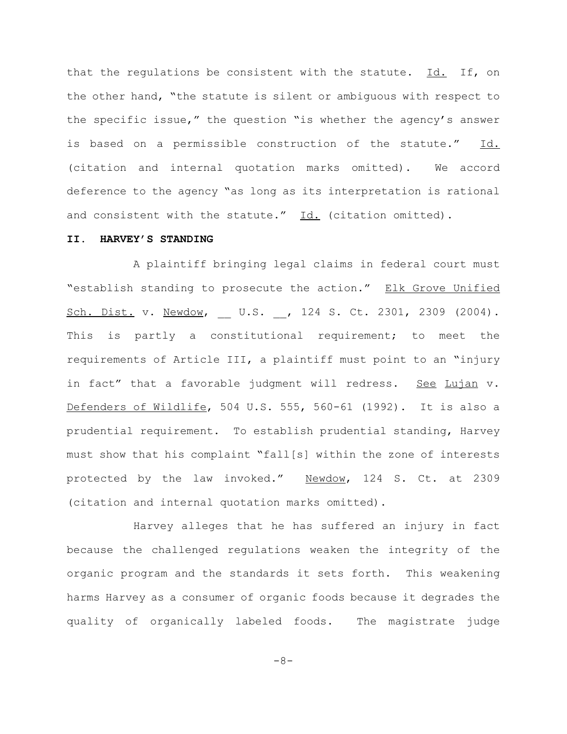that the regulations be consistent with the statute. Id. If, on the other hand, "the statute is silent or ambiguous with respect to the specific issue," the question "is whether the agency's answer is based on a permissible construction of the statute." Id. (citation and internal quotation marks omitted). We accord deference to the agency "as long as its interpretation is rational and consistent with the statute." Id. (citation omitted).

## II. HARVEY'S STANDING

A plaintiff bringing legal claims in federal court must "establish standing to prosecute the action." Elk Grove Unified Sch. Dist. v. Newdow, __ U.S. __, 124 S. Ct. 2301, 2309 (2004). This is partly a constitutional requirement; to meet the requirements of Article III, a plaintiff must point to an "injury in fact" that a favorable judgment will redress. See Lujan v. Defenders of Wildlife, 504 U.S. 555, 560-61 (1992). It is also a prudential requirement. To establish prudential standing, Harvey must show that his complaint "fall[s] within the zone of interests protected by the law invoked." Newdow, 124 S. Ct. at 2309 (citation and internal quotation marks omitted).

Harvey alleges that he has suffered an injury in fact because the challenged regulations weaken the integrity of the organic program and the standards it sets forth. This weakening harms Harvey as a consumer of organic foods because it degrades the quality of organically labeled foods. The magistrate judge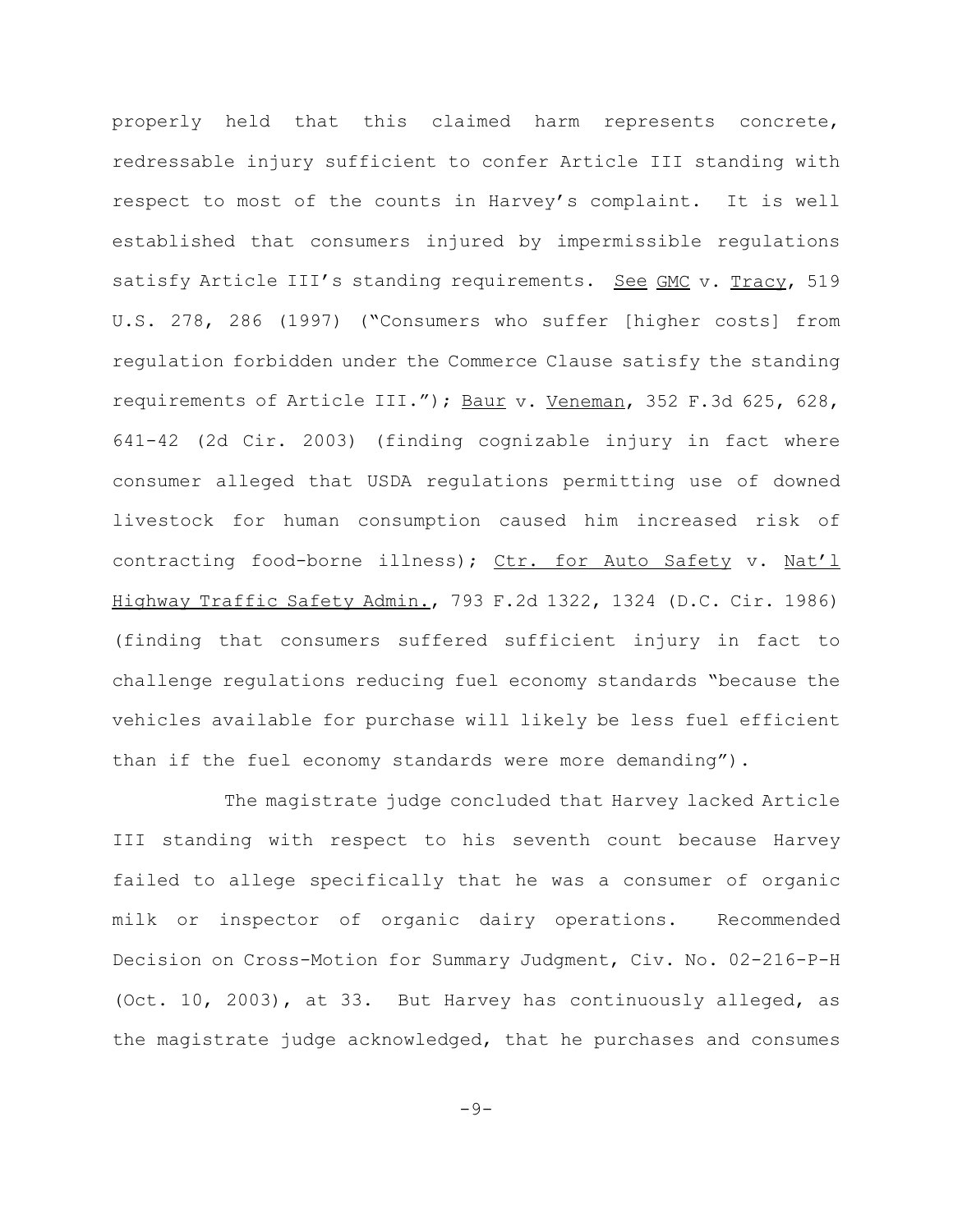properly held that this claimed harm represents concrete, redressable injury sufficient to confer Article III standing with respect to most of the counts in Harvey's complaint. It is well established that consumers injured by impermissible regulations satisfy Article III's standing requirements. See GMC v. Tracy, 519 U.S. 278, 286 (1997) ("Consumers who suffer [higher costs] from regulation forbidden under the Commerce Clause satisfy the standing requirements of Article III."); Baur v. Veneman, 352 F.3d 625, 628, 641-42 (2d Cir. 2003) (finding cognizable injury in fact where consumer alleged that USDA regulations permitting use of downed livestock for human consumption caused him increased risk of contracting food-borne illness); Ctr. for Auto Safety v. Nat'l Highway Traffic Safety Admin., 793 F.2d 1322, 1324 (D.C. Cir. 1986) (finding that consumers suffered sufficient injury in fact to challenge regulations reducing fuel economy standards "because the vehicles available for purchase will likely be less fuel efficient than if the fuel economy standards were more demanding").

The magistrate judge concluded that Harvey lacked Article III standing with respect to his seventh count because Harvey failed to allege specifically that he was a consumer of organic milk or inspector of organic dairy operations. Recommended Decision on Cross-Motion for Summary Judgment, Civ. No. 02-216-P-H (Oct. 10, 2003), at 33. But Harvey has continuously alleged, as the magistrate judge acknowledged, that he purchases and consumes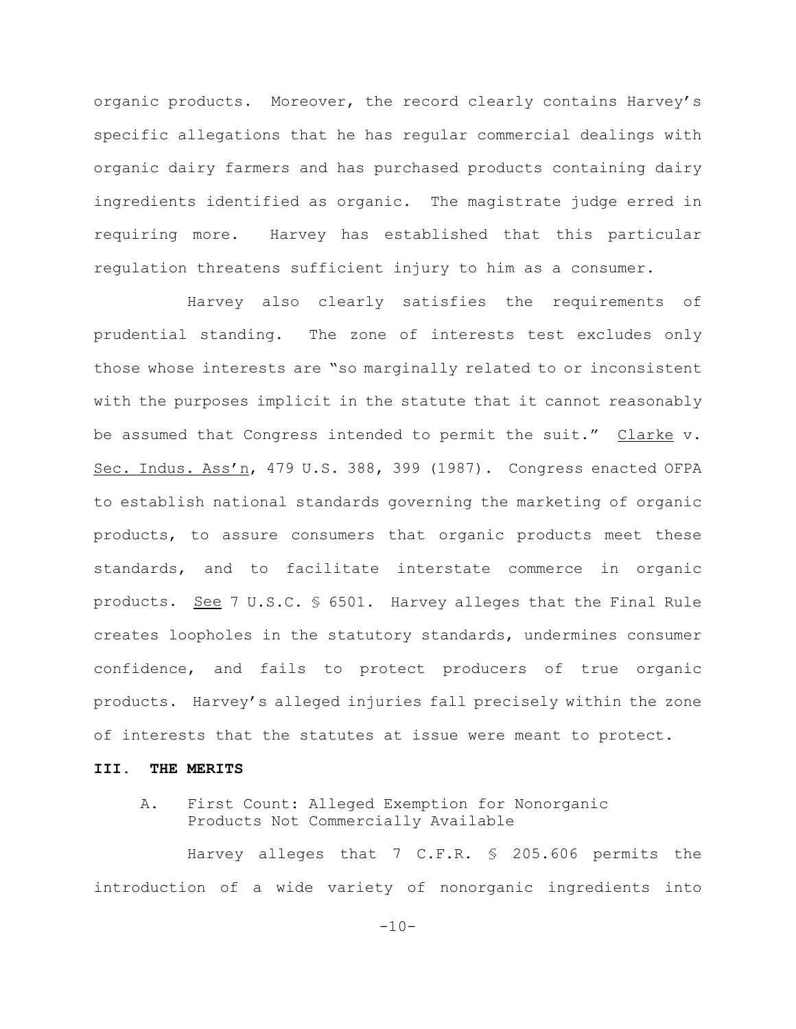organic products. Moreover, the record clearly contains Harvey's specific allegations that he has regular commercial dealings with organic dairy farmers and has purchased products containing dairy ingredients identified as organic. The magistrate judge erred in requiring more. Harvey has established that this particular regulation threatens sufficient injury to him as a consumer.

Harvey also clearly satisfies the requirements of prudential standing. The zone of interests test excludes only those whose interests are "so marginally related to or inconsistent with the purposes implicit in the statute that it cannot reasonably be assumed that Congress intended to permit the suit." Clarke v. Sec. Indus. Ass'n, 479 U.S. 388, 399 (1987). Congress enacted OFPA to establish national standards governing the marketing of organic products, to assure consumers that organic products meet these standards, and to facilitate interstate commerce in organic products. See 7 U.S.C. § 6501. Harvey alleges that the Final Rule creates loopholes in the statutory standards, undermines consumer confidence, and fails to protect producers of true organic products. Harvey's alleged injuries fall precisely within the zone of interests that the statutes at issue were meant to protect.

## III. THE MERITS

### A. First Count: Alleged Exemption for Nonorganic Products Not Commercially Available

Harvey alleges that 7 C.F.R. § 205.606 permits the introduction of a wide variety of nonorganic ingredients into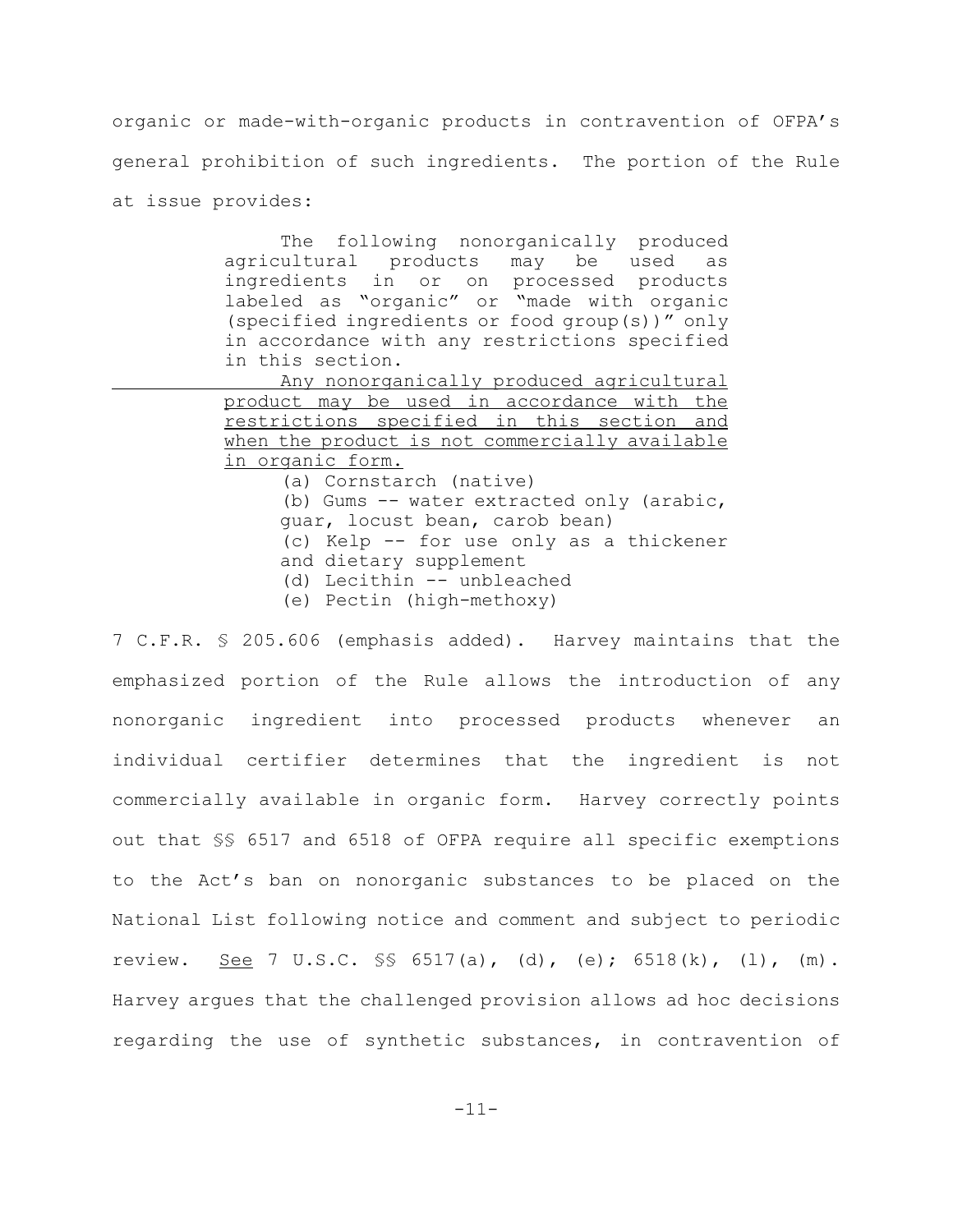organic or made-with-organic products in contravention of OFPA's general prohibition of such ingredients. The portion of the Rule at issue provides:

> The following nonorganically produced agricultural products may be used as ingredients in or on processed products labeled as "organic" or "made with organic (specified ingredients or food group(s))" only in accordance with any restrictions specified in this section.
>
> <u>Any nonorganically produced agricultural product may be used in accordance with the restrictions specified in this section and when the product is not commercially available in organic form.</u>
>
> (a) Cornstarch (native)
>
> (b) Gums -- water extracted only (arabic, guar, locust bean, carob bean)
>
> (c) Kelp -- for use only as a thickener and dietary supplement
>
> (d) Lecithin -- unbleached
>
> (e) Pectin (high-methoxy)

7 C.F.R. § 205.606 (emphasis added). Harvey maintains that the emphasized portion of the Rule allows the introduction of any nonorganic ingredient into processed products whenever an individual certifier determines that the ingredient is not commercially available in organic form. Harvey correctly points out that §§ 6517 and 6518 of OFPA require all specific exemptions to the Act's ban on nonorganic substances to be placed on the National List following notice and comment and subject to periodic review. <u>See</u> 7 U.S.C. §§ 6517(a), (d), (e); 6518(k), (l), (m). Harvey argues that the challenged provision allows ad hoc decisions regarding the use of synthetic substances, in contravention of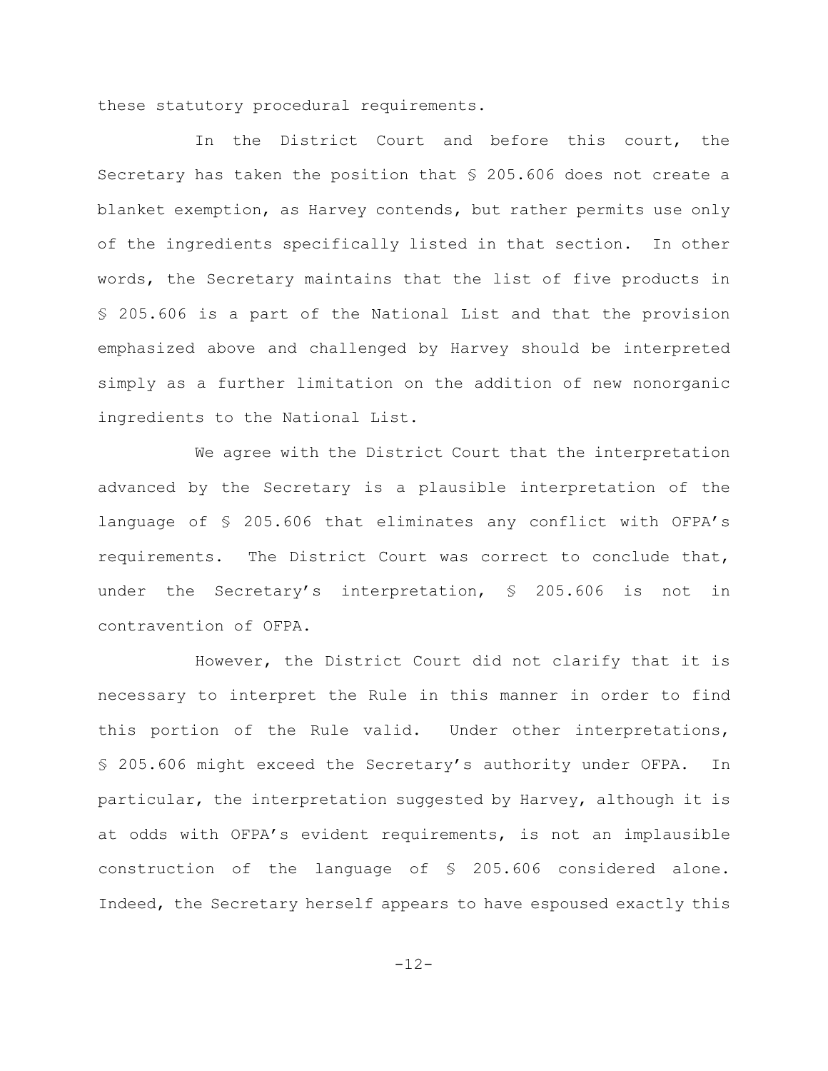these statutory procedural requirements.

In the District Court and before this court, the Secretary has taken the position that § 205.606 does not create a blanket exemption, as Harvey contends, but rather permits use only of the ingredients specifically listed in that section. In other words, the Secretary maintains that the list of five products in § 205.606 is a part of the National List and that the provision emphasized above and challenged by Harvey should be interpreted simply as a further limitation on the addition of new nonorganic ingredients to the National List.

We agree with the District Court that the interpretation advanced by the Secretary is a plausible interpretation of the language of § 205.606 that eliminates any conflict with OFPA's requirements. The District Court was correct to conclude that, under the Secretary's interpretation, § 205.606 is not in contravention of OFPA.

However, the District Court did not clarify that it is necessary to interpret the Rule in this manner in order to find this portion of the Rule valid. Under other interpretations, § 205.606 might exceed the Secretary's authority under OFPA. In particular, the interpretation suggested by Harvey, although it is at odds with OFPA's evident requirements, is not an implausible construction of the language of § 205.606 considered alone. Indeed, the Secretary herself appears to have espoused exactly this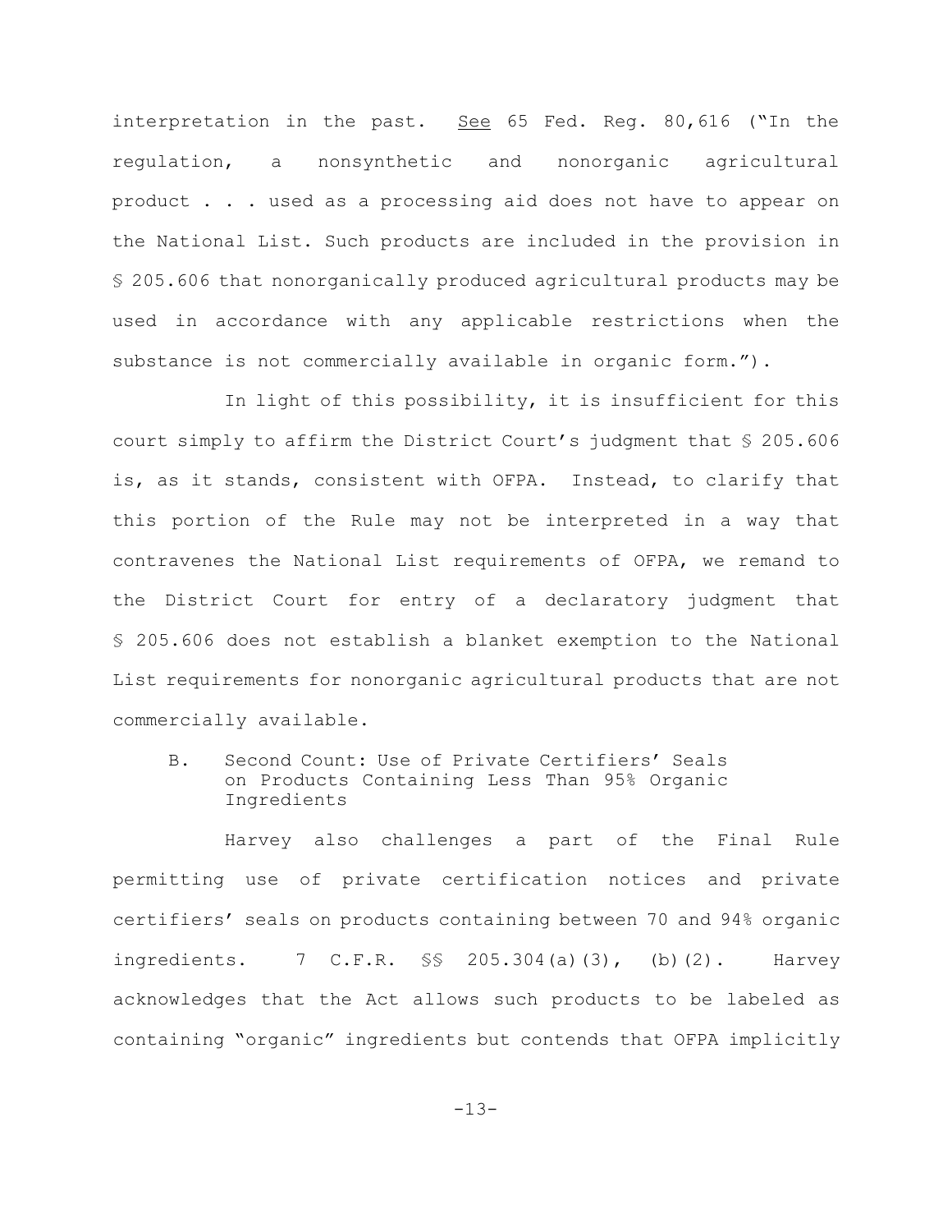interpretation in the past. See 65 Fed. Reg. 80,616 ("In the regulation, a nonsynthetic and nonorganic agricultural product . . . used as a processing aid does not have to appear on the National List. Such products are included in the provision in § 205.606 that nonorganically produced agricultural products may be used in accordance with any applicable restrictions when the substance is not commercially available in organic form.").

In light of this possibility, it is insufficient for this court simply to affirm the District Court's judgment that § 205.606 is, as it stands, consistent with OFPA. Instead, to clarify that this portion of the Rule may not be interpreted in a way that contravenes the National List requirements of OFPA, we remand to the District Court for entry of a declaratory judgment that § 205.606 does not establish a blanket exemption to the National List requirements for nonorganic agricultural products that are not commercially available.

### B. Second Count: Use of Private Certifiers' Seals on Products Containing Less Than 95% Organic Ingredients

Harvey also challenges a part of the Final Rule permitting use of private certification notices and private certifiers' seals on products containing between 70 and 94% organic ingredients. 7 C.F.R. §§ 205.304(a)(3), (b)(2). Harvey acknowledges that the Act allows such products to be labeled as containing "organic" ingredients but contends that OFPA implicitly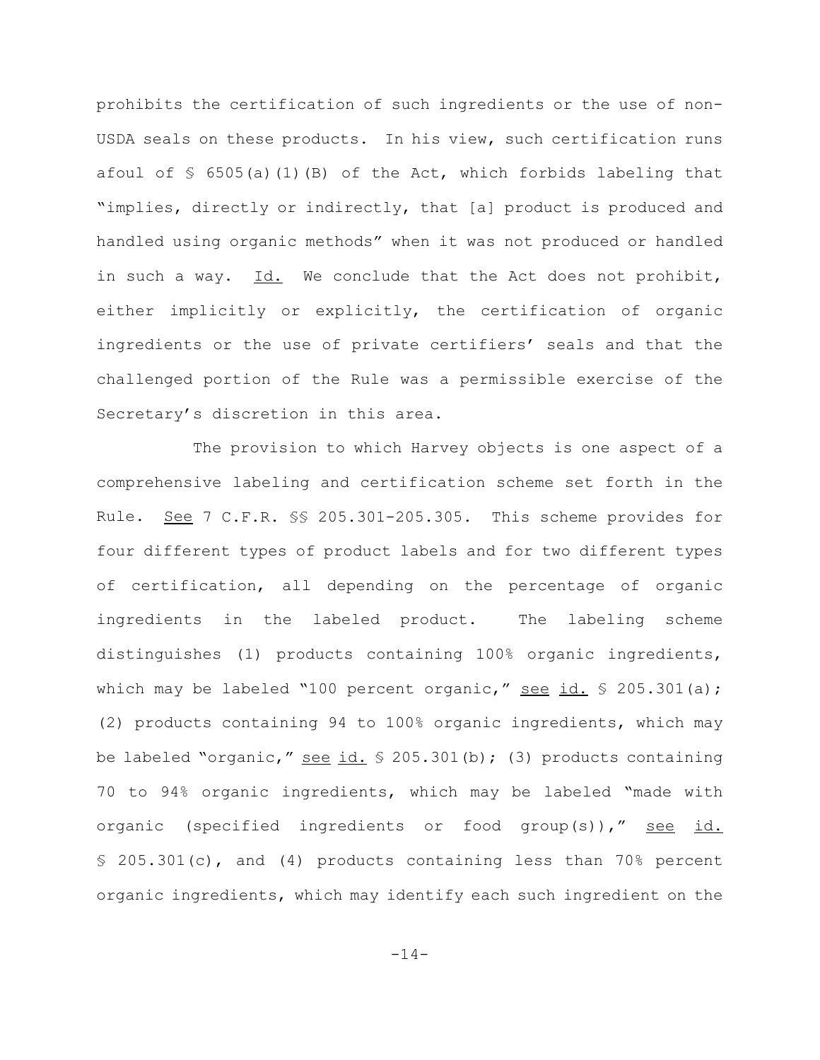prohibits the certification of such ingredients or the use of non-USDA seals on these products. In his view, such certification runs afoul of § 6505(a)(1)(B) of the Act, which forbids labeling that "implies, directly or indirectly, that [a] product is produced and handled using organic methods" when it was not produced or handled in such a way. Id. We conclude that the Act does not prohibit, either implicitly or explicitly, the certification of organic ingredients or the use of private certifiers' seals and that the challenged portion of the Rule was a permissible exercise of the Secretary's discretion in this area.

The provision to which Harvey objects is one aspect of a comprehensive labeling and certification scheme set forth in the Rule. See 7 C.F.R. §§ 205.301-205.305. This scheme provides for four different types of product labels and for two different types of certification, all depending on the percentage of organic ingredients in the labeled product. The labeling scheme distinguishes (1) products containing 100% organic ingredients, which may be labeled "100 percent organic," see id. § 205.301(a); (2) products containing 94 to 100% organic ingredients, which may be labeled "organic," see id. § 205.301(b); (3) products containing 70 to 94% organic ingredients, which may be labeled "made with organic (specified ingredients or food group(s))," see id. § 205.301(c), and (4) products containing less than 70% percent organic ingredients, which may identify each such ingredient on the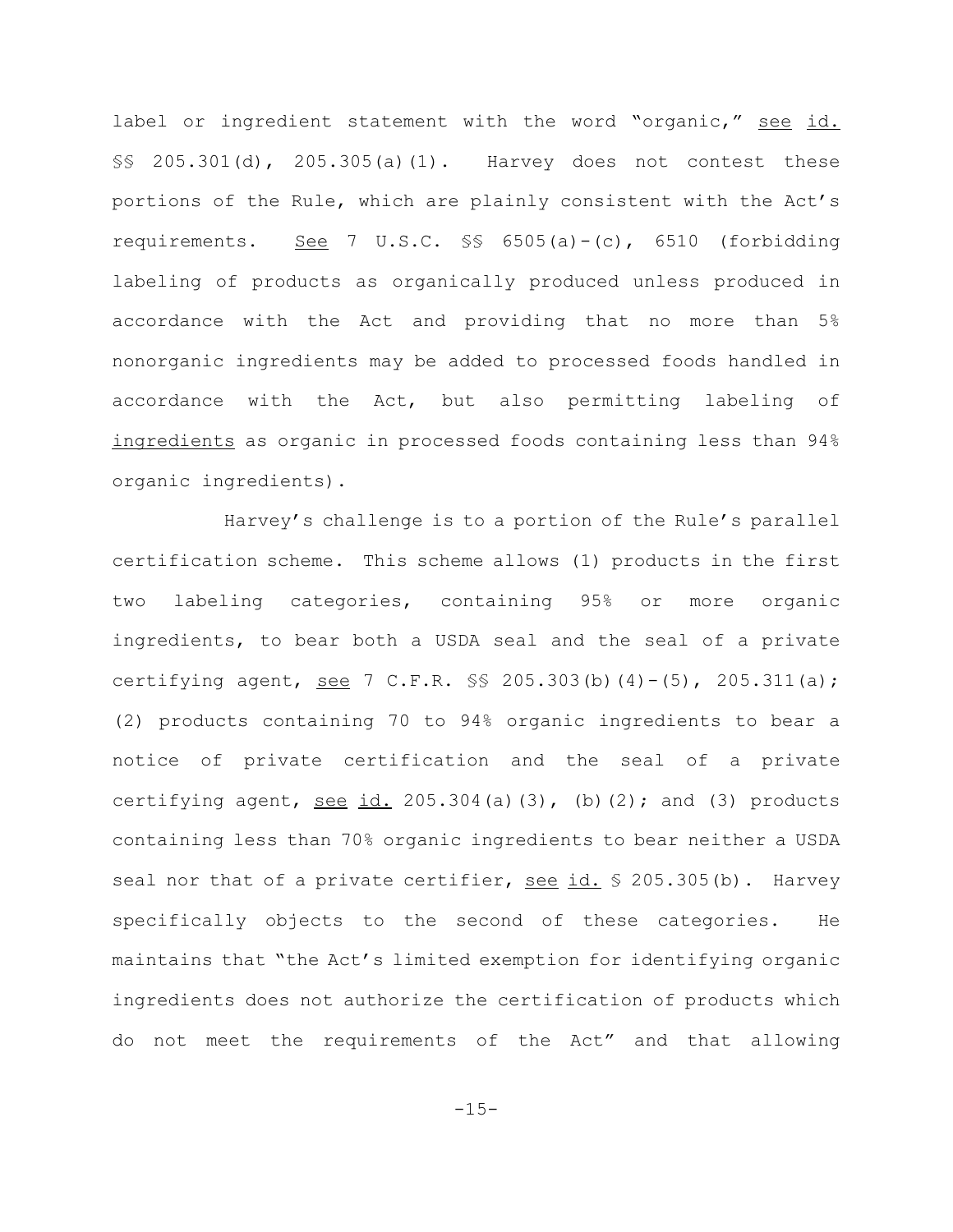label or ingredient statement with the word "organic," see id. §§ 205.301(d), 205.305(a)(1). Harvey does not contest these portions of the Rule, which are plainly consistent with the Act's requirements. See 7 U.S.C. §§ 6505(a)-(c), 6510 (forbidding labeling of products as organically produced unless produced in accordance with the Act and providing that no more than 5% nonorganic ingredients may be added to processed foods handled in accordance with the Act, but also permitting labeling of ingredients as organic in processed foods containing less than 94% organic ingredients).

Harvey's challenge is to a portion of the Rule's parallel certification scheme. This scheme allows (1) products in the first two labeling categories, containing 95% or more organic ingredients, to bear both a USDA seal and the seal of a private certifying agent, see 7 C.F.R. §§ 205.303(b)(4)-(5), 205.311(a); (2) products containing 70 to 94% organic ingredients to bear a notice of private certification and the seal of a private certifying agent, see id. 205.304(a)(3), (b)(2); and (3) products containing less than 70% organic ingredients to bear neither a USDA seal nor that of a private certifier, see id. § 205.305(b). Harvey specifically objects to the second of these categories. He maintains that "the Act's limited exemption for identifying organic ingredients does not authorize the certification of products which do not meet the requirements of the Act" and that allowing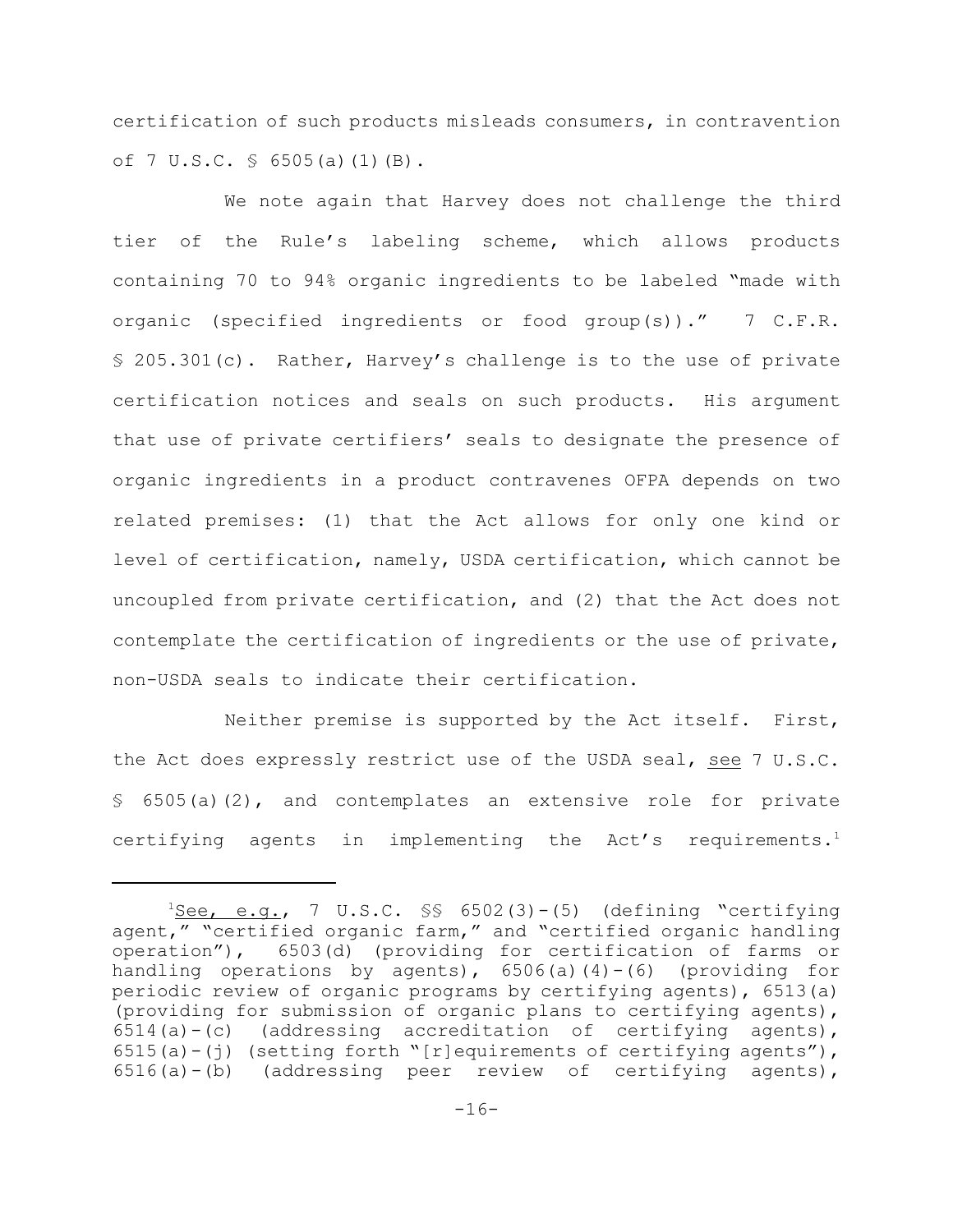certification of such products misleads consumers, in contravention of 7 U.S.C. § 6505(a)(1)(B).

We note again that Harvey does not challenge the third tier of the Rule's labeling scheme, which allows products containing 70 to 94% organic ingredients to be labeled "made with organic (specified ingredients or food group(s))." 7 C.F.R. § 205.301(c). Rather, Harvey's challenge is to the use of private certification notices and seals on such products. His argument that use of private certifiers' seals to designate the presence of organic ingredients in a product contravenes OFPA depends on two related premises: (1) that the Act allows for only one kind or level of certification, namely, USDA certification, which cannot be uncoupled from private certification, and (2) that the Act does not contemplate the certification of ingredients or the use of private, non-USDA seals to indicate their certification.

Neither premise is supported by the Act itself. First, the Act does expressly restrict use of the USDA seal, see 7 U.S.C. § 6505(a)(2), and contemplates an extensive role for private certifying agents in implementing the Act's requirements.[1]

---

[1] See, e.g., 7 U.S.C. §§ 6502(3)-(5) (defining "certifying agent," "certified organic farm," and "certified organic handling operation"), 6503(d) (providing for certification of farms or handling operations by agents), 6506(a)(4)-(6) (providing for periodic review of organic programs by certifying agents), 6513(a) (providing for submission of organic plans to certifying agents), 6514(a)-(c) (addressing accreditation of certifying agents), 6515(a)-(j) (setting forth "[r]equirements of certifying agents"), 6516(a)-(b) (addressing peer review of certifying agents),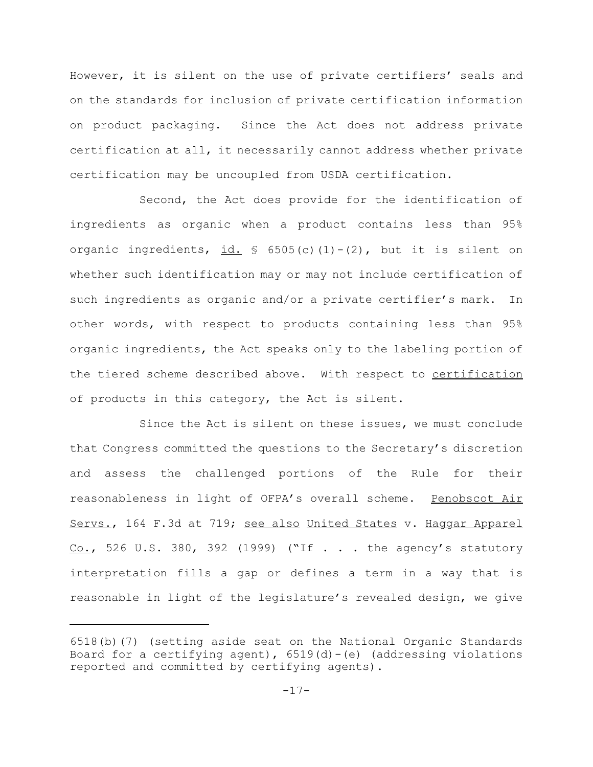However, it is silent on the use of private certifiers' seals and on the standards for inclusion of private certification information on product packaging. Since the Act does not address private certification at all, it necessarily cannot address whether private certification may be uncoupled from USDA certification.

Second, the Act does provide for the identification of ingredients as organic when a product contains less than 95% organic ingredients, id. § 6505(c)(1)-(2), but it is silent on whether such identification may or may not include certification of such ingredients as organic and/or a private certifier's mark. In other words, with respect to products containing less than 95% organic ingredients, the Act speaks only to the labeling portion of the tiered scheme described above. With respect to certification of products in this category, the Act is silent.

Since the Act is silent on these issues, we must conclude that Congress committed the questions to the Secretary's discretion and assess the challenged portions of the Rule for their reasonableness in light of OFPA's overall scheme. Penobscot Air Servs., 164 F.3d at 719; see also United States v. Haggar Apparel Co., 526 U.S. 380, 392 (1999) ("If . . . the agency's statutory interpretation fills a gap or defines a term in a way that is reasonable in light of the legislature's revealed design, we give

---

6518(b)(7) (setting aside seat on the National Organic Standards Board for a certifying agent), 6519(d)-(e) (addressing violations reported and committed by certifying agents).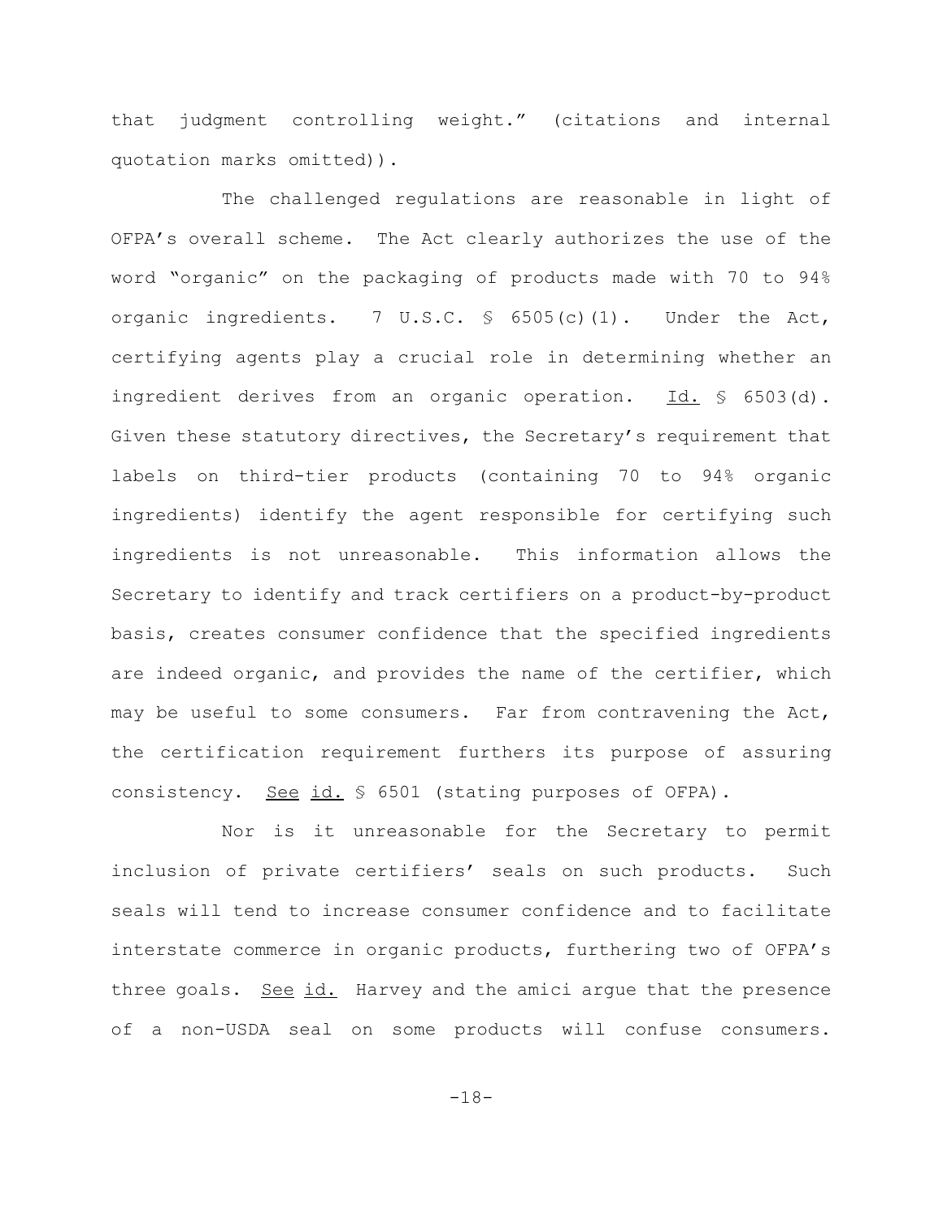that judgment controlling weight." (citations and internal quotation marks omitted)).

The challenged regulations are reasonable in light of OFPA's overall scheme. The Act clearly authorizes the use of the word "organic" on the packaging of products made with 70 to 94% organic ingredients. 7 U.S.C. § 6505(c)(1). Under the Act, certifying agents play a crucial role in determining whether an ingredient derives from an organic operation. Id. § 6503(d). Given these statutory directives, the Secretary's requirement that labels on third-tier products (containing 70 to 94% organic ingredients) identify the agent responsible for certifying such ingredients is not unreasonable. This information allows the Secretary to identify and track certifiers on a product-by-product basis, creates consumer confidence that the specified ingredients are indeed organic, and provides the name of the certifier, which may be useful to some consumers. Far from contravening the Act, the certification requirement furthers its purpose of assuring consistency. See id. § 6501 (stating purposes of OFPA).

Nor is it unreasonable for the Secretary to permit inclusion of private certifiers' seals on such products. Such seals will tend to increase consumer confidence and to facilitate interstate commerce in organic products, furthering two of OFPA's three goals. See id. Harvey and the amici argue that the presence of a non-USDA seal on some products will confuse consumers.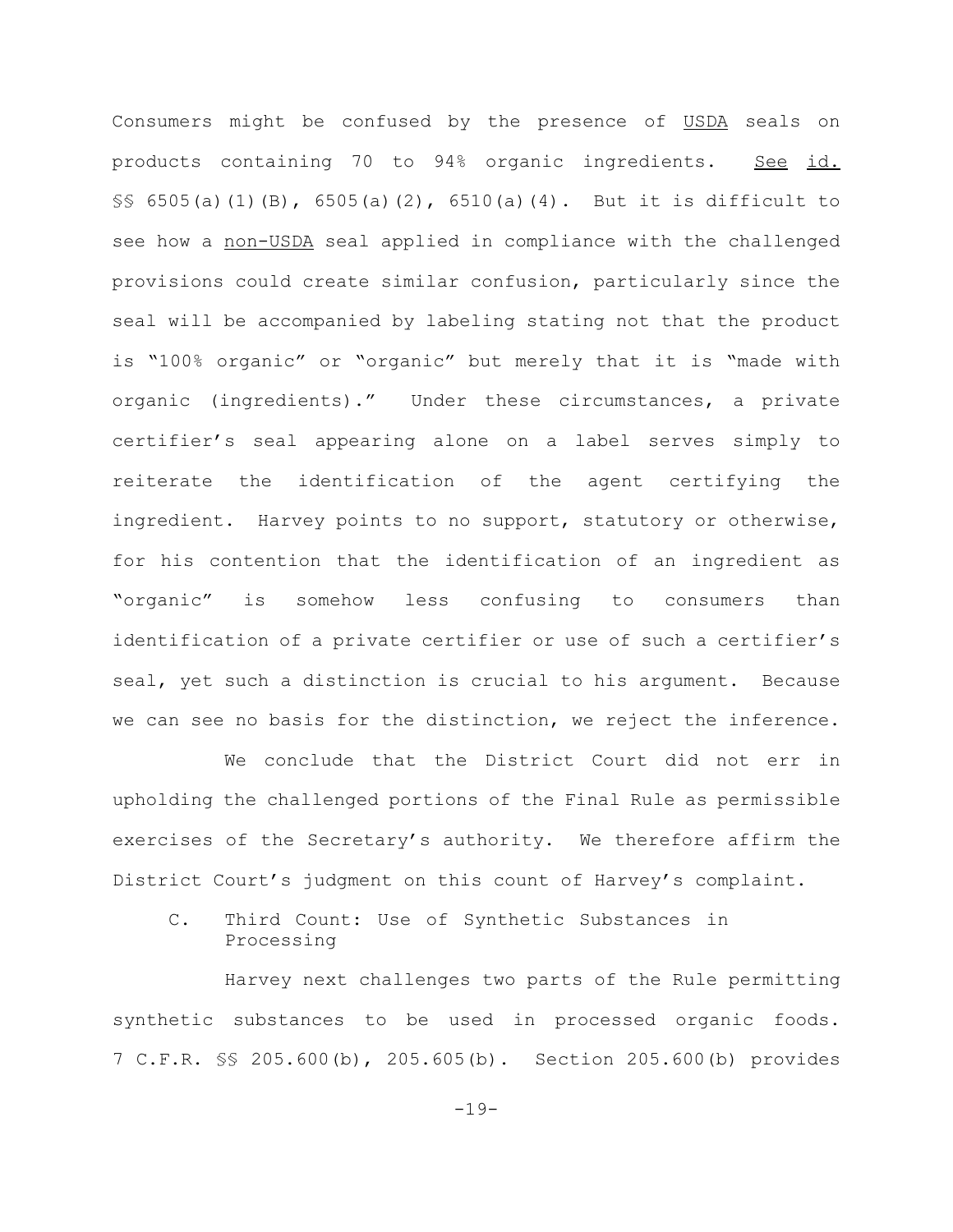Consumers might be confused by the presence of USDA seals on products containing 70 to 94% organic ingredients. *See id.* §§ 6505(a)(1)(B), 6505(a)(2), 6510(a)(4). But it is difficult to see how a non-USDA seal applied in compliance with the challenged provisions could create similar confusion, particularly since the seal will be accompanied by labeling stating not that the product is "100% organic" or "organic" but merely that it is "made with organic (ingredients)." Under these circumstances, a private certifier's seal appearing alone on a label serves simply to reiterate the identification of the agent certifying the ingredient. Harvey points to no support, statutory or otherwise, for his contention that the identification of an ingredient as "organic" is somehow less confusing to consumers than identification of a private certifier or use of such a certifier's seal, yet such a distinction is crucial to his argument. Because we can see no basis for the distinction, we reject the inference.

We conclude that the District Court did not err in upholding the challenged portions of the Final Rule as permissible exercises of the Secretary's authority. We therefore affirm the District Court's judgment on this count of Harvey's complaint.

### C. Third Count: Use of Synthetic Substances in Processing

Harvey next challenges two parts of the Rule permitting synthetic substances to be used in processed organic foods. 7 C.F.R. §§ 205.600(b), 205.605(b). Section 205.600(b) provides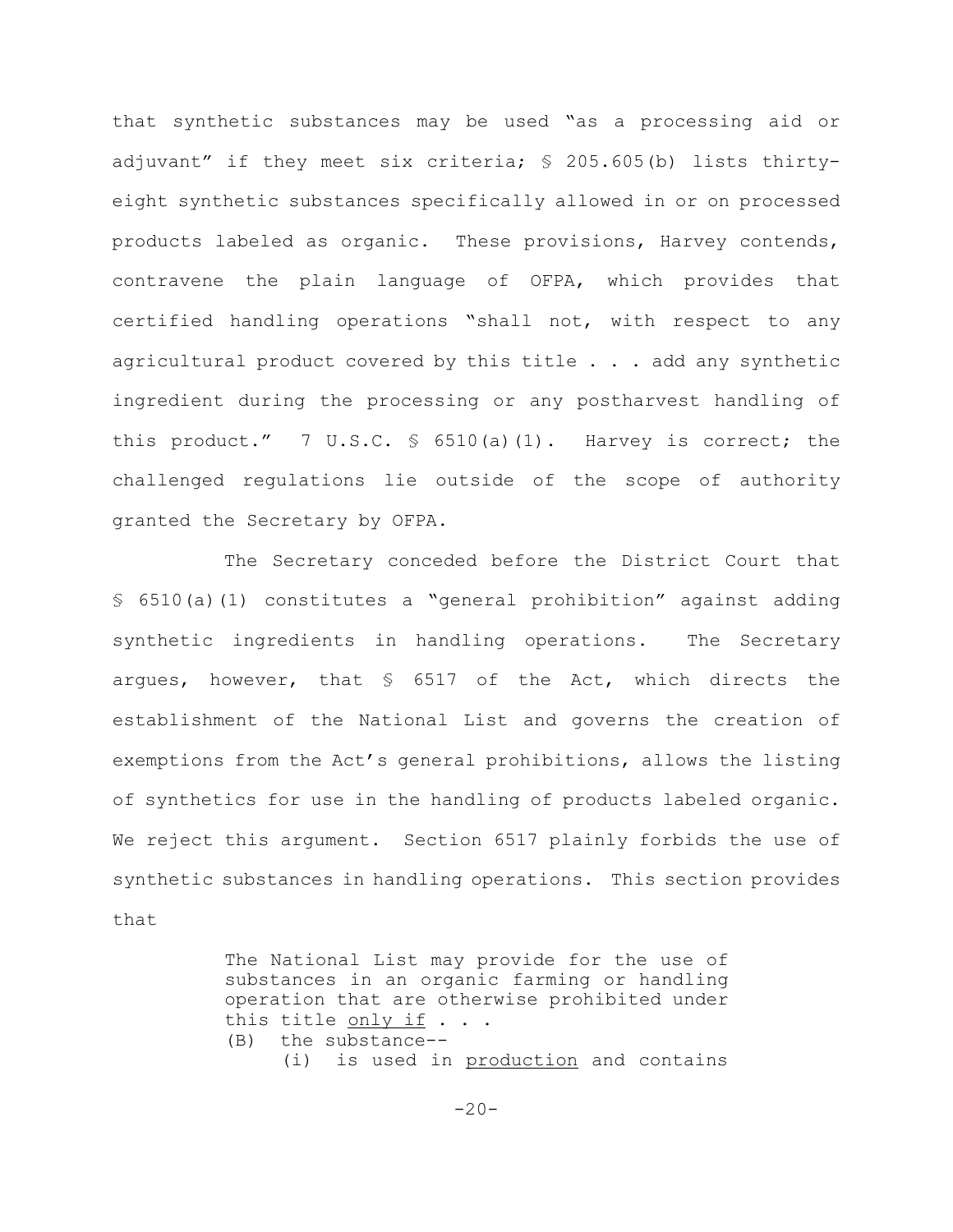that synthetic substances may be used "as a processing aid or adjuvant" if they meet six criteria; § 205.605(b) lists thirty-eight synthetic substances specifically allowed in or on processed products labeled as organic. These provisions, Harvey contends, contravene the plain language of OFPA, which provides that certified handling operations "shall not, with respect to any agricultural product covered by this title . . . add any synthetic ingredient during the processing or any postharvest handling of this product." 7 U.S.C. § 6510(a)(1). Harvey is correct; the challenged regulations lie outside of the scope of authority granted the Secretary by OFPA.

The Secretary conceded before the District Court that § 6510(a)(1) constitutes a "general prohibition" against adding synthetic ingredients in handling operations. The Secretary argues, however, that § 6517 of the Act, which directs the establishment of the National List and governs the creation of exemptions from the Act's general prohibitions, allows the listing of synthetics for use in the handling of products labeled organic. We reject this argument. Section 6517 plainly forbids the use of synthetic substances in handling operations. This section provides that

> The National List may provide for the use of substances in an organic farming or handling operation that are otherwise prohibited under this title <u>only if</u> . . .
> (B) the substance--
> (i) is used in <u>production</u> and contains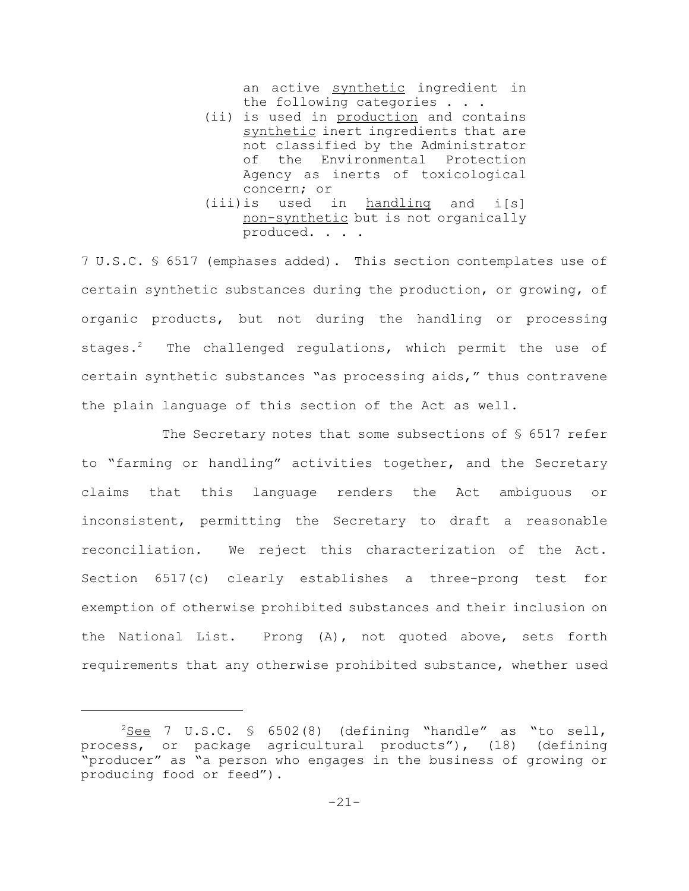> an active <u>synthetic</u> ingredient in the following categories . . .
>
> (ii) is used in <u>production</u> and contains <u>synthetic</u> inert ingredients that are not classified by the Administrator of the Environmental Protection Agency as inerts of toxicological concern; or
>
> (iii) is used in <u>handling</u> and i[s] <u>non-synthetic</u> but is not organically produced. . . .

7 U.S.C. § 6517 (emphases added). This section contemplates use of certain synthetic substances during the production, or growing, of organic products, but not during the handling or processing stages.[2] The challenged regulations, which permit the use of certain synthetic substances "as processing aids," thus contravene the plain language of this section of the Act as well.

The Secretary notes that some subsections of § 6517 refer to "farming or handling" activities together, and the Secretary claims that this language renders the Act ambiguous or inconsistent, permitting the Secretary to draft a reasonable reconciliation. We reject this characterization of the Act. Section 6517(c) clearly establishes a three-prong test for exemption of otherwise prohibited substances and their inclusion on the National List. Prong (A), not quoted above, sets forth requirements that any otherwise prohibited substance, whether used

---

[2] See 7 U.S.C. § 6502(8) (defining "handle" as "to sell, process, or package agricultural products"), (18) (defining "producer" as "a person who engages in the business of growing or producing food or feed").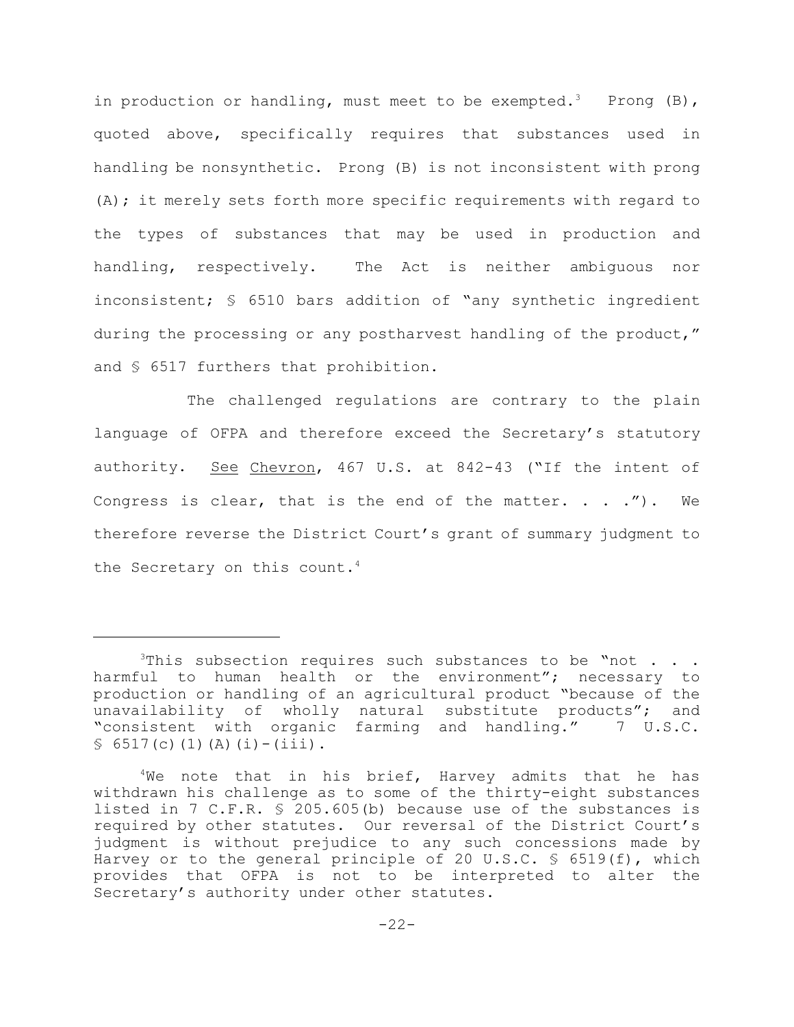in production or handling, must meet to be exempted.[3] Prong (B), quoted above, specifically requires that substances used in handling be nonsynthetic. Prong (B) is not inconsistent with prong (A); it merely sets forth more specific requirements with regard to the types of substances that may be used in production and handling, respectively. The Act is neither ambiguous nor inconsistent; § 6510 bars addition of "any synthetic ingredient during the processing or any postharvest handling of the product," and § 6517 furthers that prohibition.

The challenged regulations are contrary to the plain language of OFPA and therefore exceed the Secretary's statutory authority. See Chevron, 467 U.S. at 842-43 ("If the intent of Congress is clear, that is the end of the matter. . . ."). We therefore reverse the District Court's grant of summary judgment to the Secretary on this count.[4]

---

[3] This subsection requires such substances to be "not . . . harmful to human health or the environment"; necessary to production or handling of an agricultural product "because of the unavailability of wholly natural substitute products"; and "consistent with organic farming and handling." 7 U.S.C. § 6517(c)(1)(A)(i)-(iii).

[4] We note that in his brief, Harvey admits that he has withdrawn his challenge as to some of the thirty-eight substances listed in 7 C.F.R. § 205.605(b) because use of the substances is required by other statutes. Our reversal of the District Court's judgment is without prejudice to any such concessions made by Harvey or to the general principle of 20 U.S.C. § 6519(f), which provides that OFPA is not to be interpreted to alter the Secretary's authority under other statutes.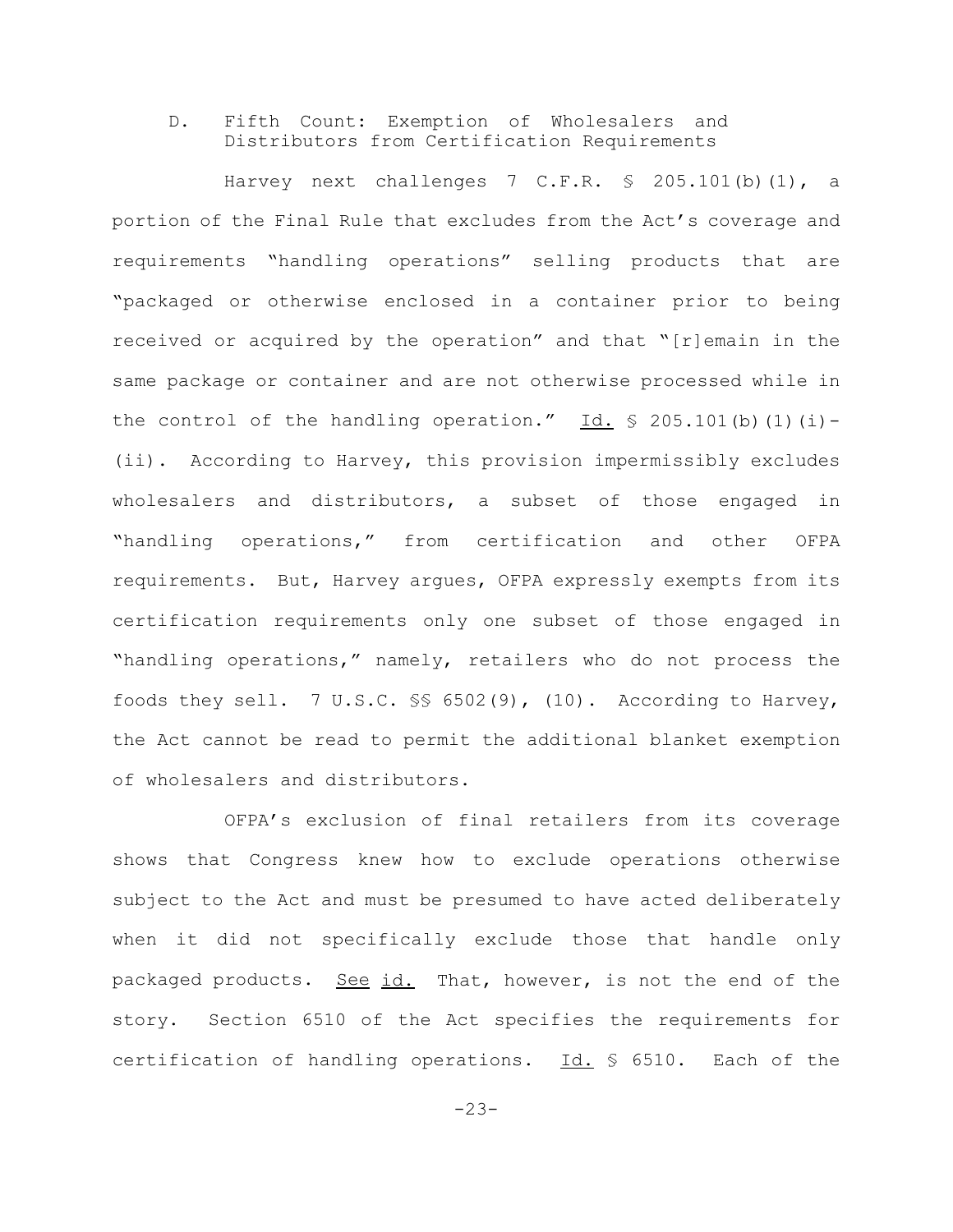### D. Fifth Count: Exemption of Wholesalers and Distributors from Certification Requirements

Harvey next challenges 7 C.F.R. § 205.101(b)(1), a portion of the Final Rule that excludes from the Act's coverage and requirements "handling operations" selling products that are "packaged or otherwise enclosed in a container prior to being received or acquired by the operation" and that "[r]emain in the same package or container and are not otherwise processed while in the control of the handling operation." Id. § 205.101(b)(1)(i)-(ii). According to Harvey, this provision impermissibly excludes wholesalers and distributors, a subset of those engaged in "handling operations," from certification and other OFPA requirements. But, Harvey argues, OFPA expressly exempts from its certification requirements only one subset of those engaged in "handling operations," namely, retailers who do not process the foods they sell. 7 U.S.C. §§ 6502(9), (10). According to Harvey, the Act cannot be read to permit the additional blanket exemption of wholesalers and distributors.

OFPA's exclusion of final retailers from its coverage shows that Congress knew how to exclude operations otherwise subject to the Act and must be presumed to have acted deliberately when it did not specifically exclude those that handle only packaged products. See id. That, however, is not the end of the story. Section 6510 of the Act specifies the requirements for certification of handling operations. Id. § 6510. Each of the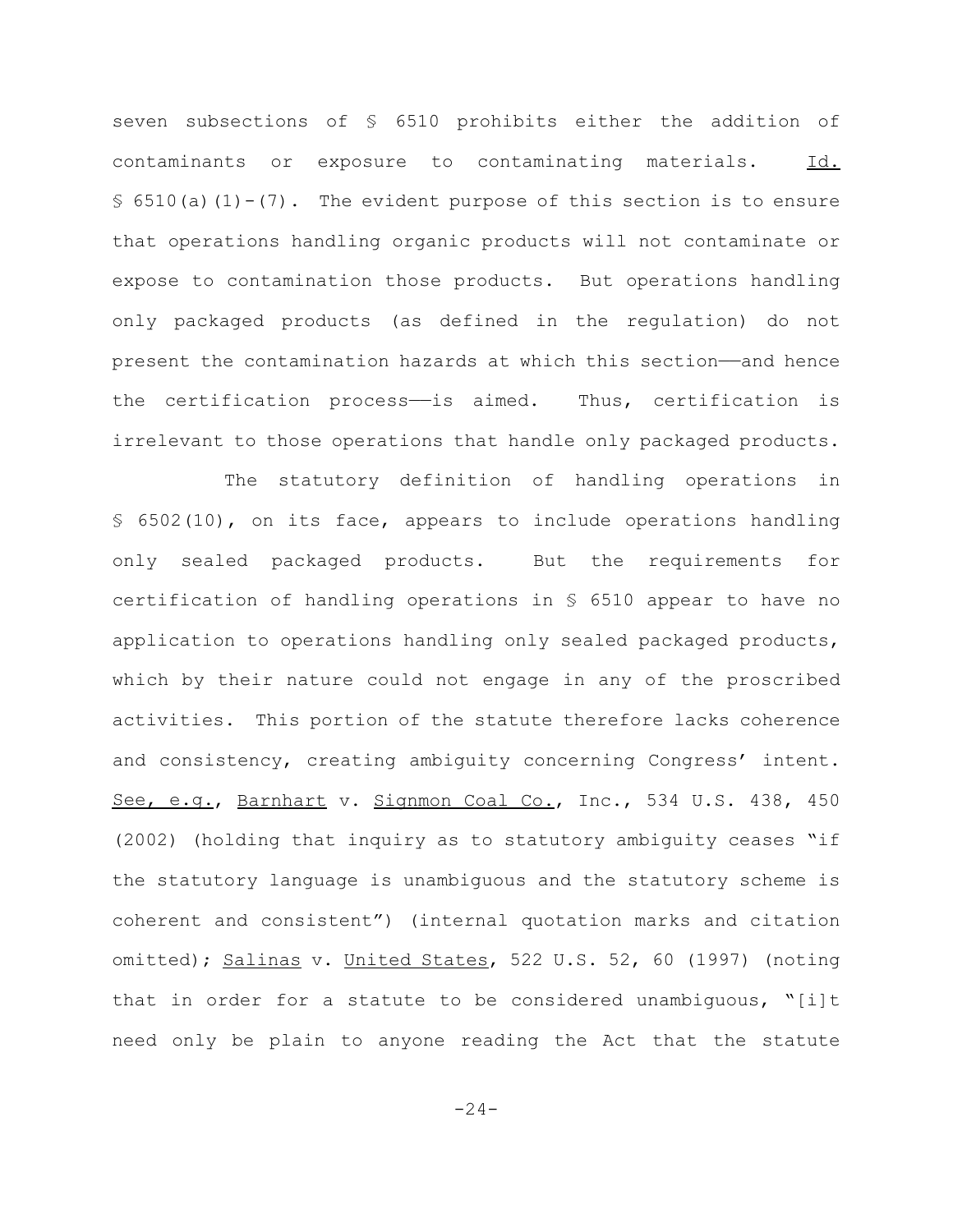seven subsections of § 6510 prohibits either the addition of contaminants or exposure to contaminating materials. Id. § 6510(a)(1)-(7). The evident purpose of this section is to ensure that operations handling organic products will not contaminate or expose to contamination those products. But operations handling only packaged products (as defined in the regulation) do not present the contamination hazards at which this section—and hence the certification process—is aimed. Thus, certification is irrelevant to those operations that handle only packaged products.

The statutory definition of handling operations in § 6502(10), on its face, appears to include operations handling only sealed packaged products. But the requirements for certification of handling operations in § 6510 appear to have no application to operations handling only sealed packaged products, which by their nature could not engage in any of the proscribed activities. This portion of the statute therefore lacks coherence and consistency, creating ambiguity concerning Congress' intent. See, e.g., Barnhart v. Sigmon Coal Co., Inc., 534 U.S. 438, 450 (2002) (holding that inquiry as to statutory ambiguity ceases "if the statutory language is unambiguous and the statutory scheme is coherent and consistent") (internal quotation marks and citation omitted); Salinas v. United States, 522 U.S. 52, 60 (1997) (noting that in order for a statute to be considered unambiguous, "[i]t need only be plain to anyone reading the Act that the statute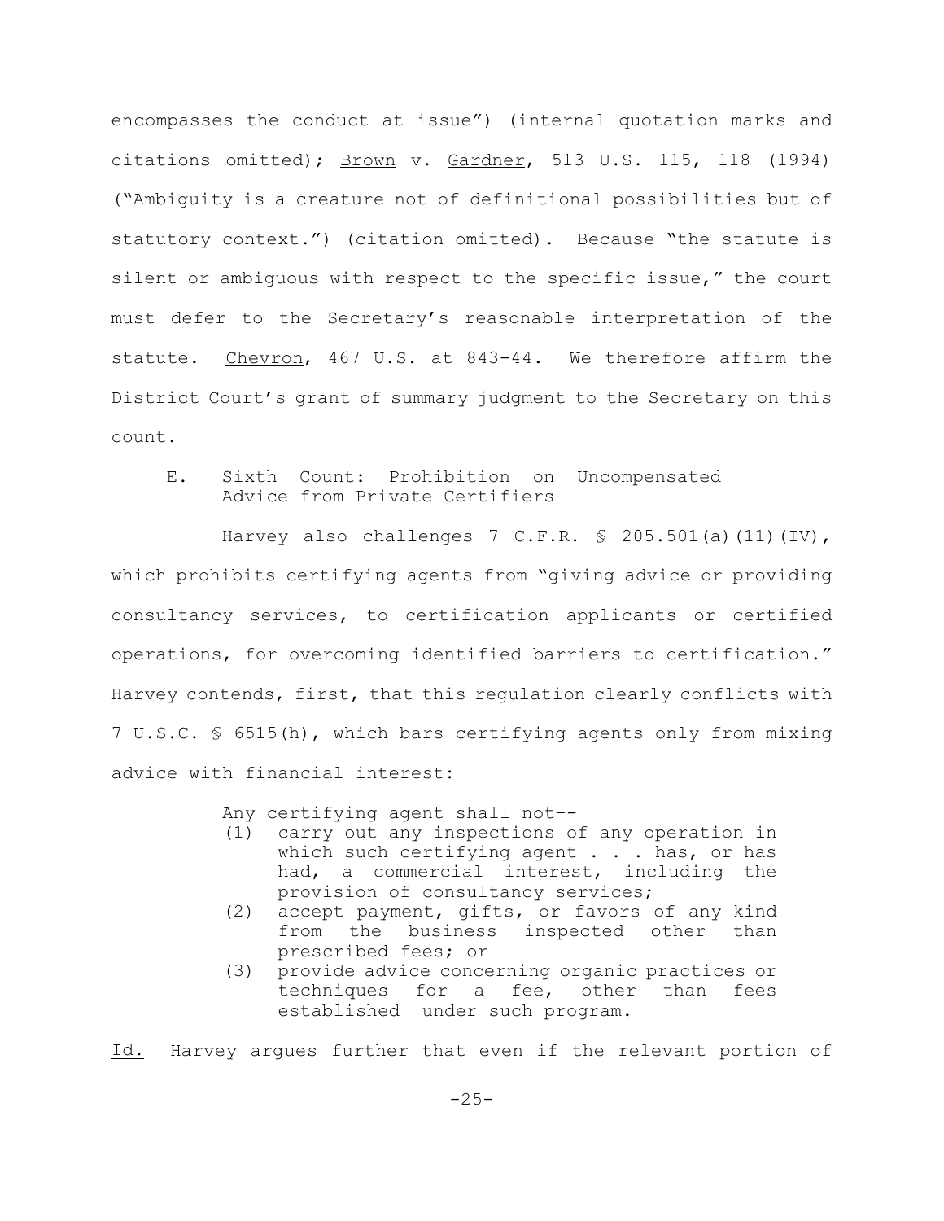encompasses the conduct at issue") (internal quotation marks and citations omitted); Brown v. Gardner, 513 U.S. 115, 118 (1994) ("Ambiguity is a creature not of definitional possibilities but of statutory context.") (citation omitted). Because "the statute is silent or ambiguous with respect to the specific issue," the court must defer to the Secretary's reasonable interpretation of the statute. Chevron, 467 U.S. at 843-44. We therefore affirm the District Court's grant of summary judgment to the Secretary on this count.

### E. Sixth Count: Prohibition on Uncompensated Advice from Private Certifiers

Harvey also challenges 7 C.F.R. § 205.501(a)(11)(IV), which prohibits certifying agents from "giving advice or providing consultancy services, to certification applicants or certified operations, for overcoming identified barriers to certification." Harvey contends, first, that this regulation clearly conflicts with 7 U.S.C. § 6515(h), which bars certifying agents only from mixing advice with financial interest:

> Any certifying agent shall not--
> (1) carry out any inspections of any operation in which such certifying agent . . . has, or has had, a commercial interest, including the provision of consultancy services;
> (2) accept payment, gifts, or favors of any kind from the business inspected other than prescribed fees; or
> (3) provide advice concerning organic practices or techniques for a fee, other than fees established under such program.

Id. Harvey argues further that even if the relevant portion of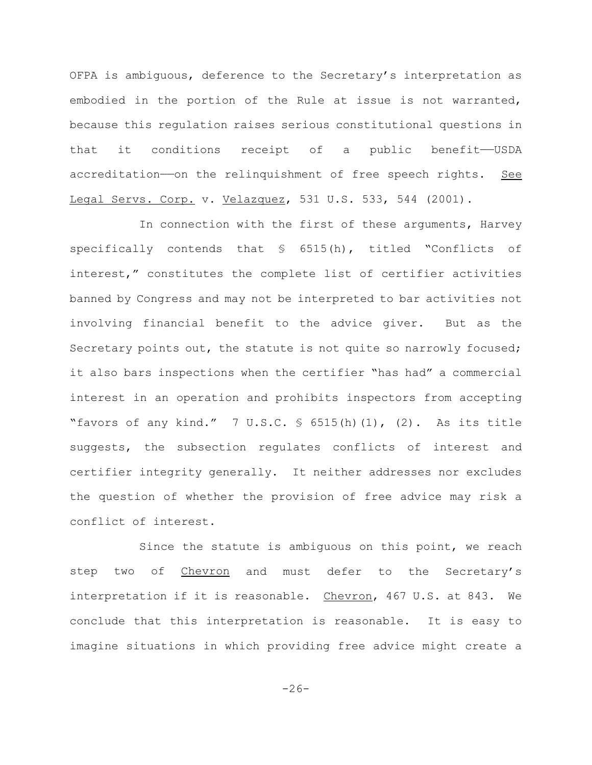OFPA is ambiguous, deference to the Secretary's interpretation as embodied in the portion of the Rule at issue is not warranted, because this regulation raises serious constitutional questions in that it conditions receipt of a public benefit——USDA accreditation——on the relinquishment of free speech rights. See Legal Servs. Corp. v. Velazquez, 531 U.S. 533, 544 (2001).

In connection with the first of these arguments, Harvey specifically contends that § 6515(h), titled "Conflicts of interest," constitutes the complete list of certifier activities banned by Congress and may not be interpreted to bar activities not involving financial benefit to the advice giver. But as the Secretary points out, the statute is not quite so narrowly focused; it also bars inspections when the certifier "has had" a commercial interest in an operation and prohibits inspectors from accepting "favors of any kind." 7 U.S.C. § 6515(h)(1), (2). As its title suggests, the subsection regulates conflicts of interest and certifier integrity generally. It neither addresses nor excludes the question of whether the provision of free advice may risk a conflict of interest.

Since the statute is ambiguous on this point, we reach step two of Chevron and must defer to the Secretary's interpretation if it is reasonable. Chevron, 467 U.S. at 843. We conclude that this interpretation is reasonable. It is easy to imagine situations in which providing free advice might create a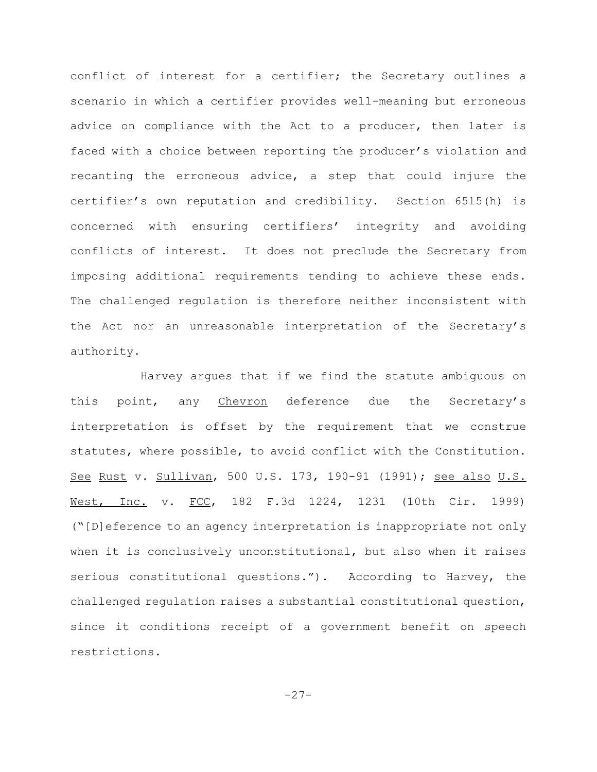conflict of interest for a certifier; the Secretary outlines a scenario in which a certifier provides well-meaning but erroneous advice on compliance with the Act to a producer, then later is faced with a choice between reporting the producer's violation and recanting the erroneous advice, a step that could injure the certifier's own reputation and credibility. Section 6515(h) is concerned with ensuring certifiers' integrity and avoiding conflicts of interest. It does not preclude the Secretary from imposing additional requirements tending to achieve these ends. The challenged regulation is therefore neither inconsistent with the Act nor an unreasonable interpretation of the Secretary's authority.

Harvey argues that if we find the statute ambiguous on this point, any Chevron deference due the Secretary's interpretation is offset by the requirement that we construe statutes, where possible, to avoid conflict with the Constitution. See Rust v. Sullivan, 500 U.S. 173, 190-91 (1991); see also U.S. West, Inc. v. FCC, 182 F.3d 1224, 1231 (10th Cir. 1999) ("[D]eference to an agency interpretation is inappropriate not only when it is conclusively unconstitutional, but also when it raises serious constitutional questions."). According to Harvey, the challenged regulation raises a substantial constitutional question, since it conditions receipt of a government benefit on speech restrictions.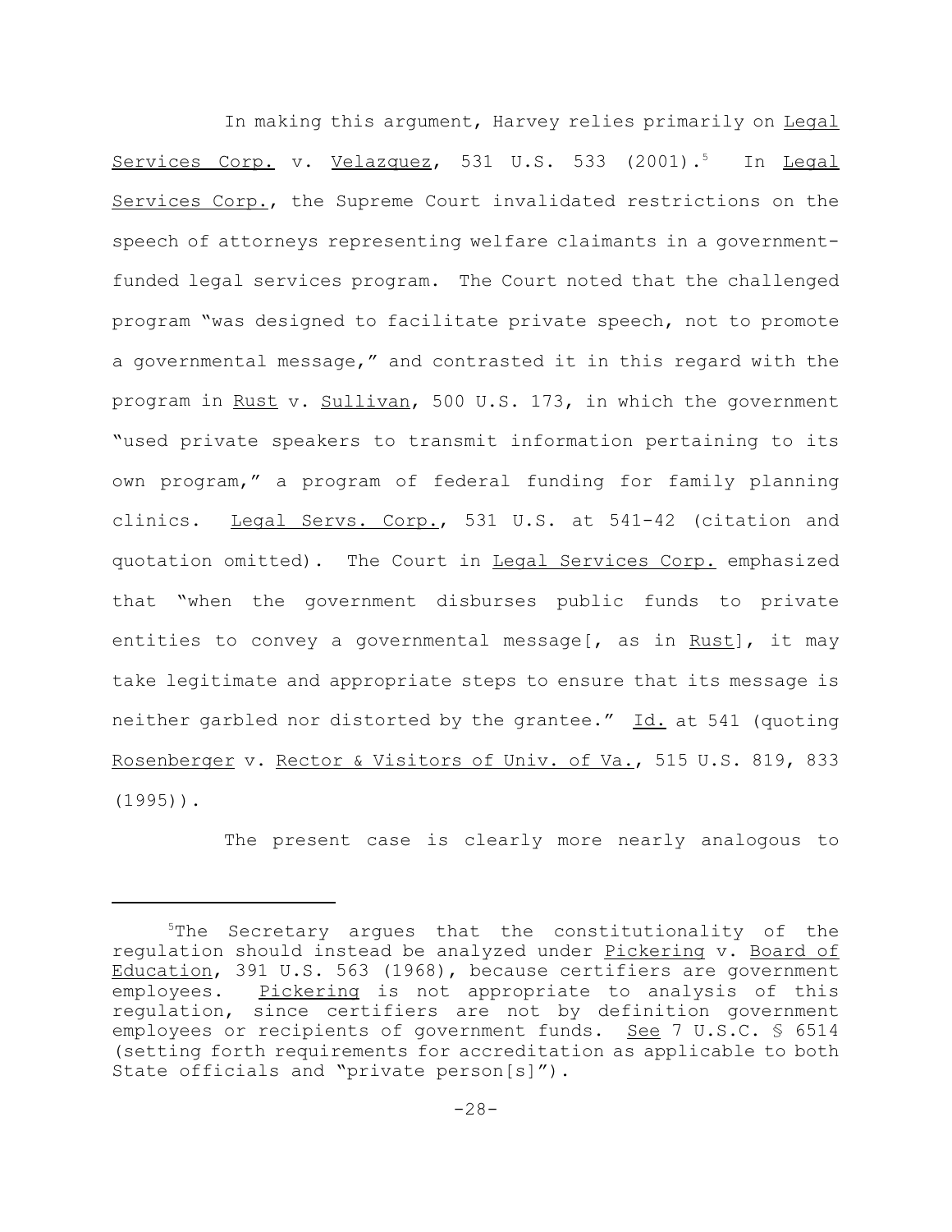In making this argument, Harvey relies primarily on Legal Services Corp. v. Velazquez, 531 U.S. 533 (2001).[5] In Legal Services Corp., the Supreme Court invalidated restrictions on the speech of attorneys representing welfare claimants in a government-funded legal services program. The Court noted that the challenged program "was designed to facilitate private speech, not to promote a governmental message," and contrasted it in this regard with the program in Rust v. Sullivan, 500 U.S. 173, in which the government "used private speakers to transmit information pertaining to its own program," a program of federal funding for family planning clinics. Legal Servs. Corp., 531 U.S. at 541-42 (citation and quotation omitted). The Court in Legal Services Corp. emphasized that "when the government disburses public funds to private entities to convey a governmental message[, as in Rust], it may take legitimate and appropriate steps to ensure that its message is neither garbled nor distorted by the grantee." Id. at 541 (quoting Rosenberger v. Rector & Visitors of Univ. of Va., 515 U.S. 819, 833 (1995)).

The present case is clearly more nearly analogous to

---

[5] The Secretary argues that the constitutionality of the regulation should instead be analyzed under Pickering v. Board of Education, 391 U.S. 563 (1968), because certifiers are government employees. Pickering is not appropriate to analysis of this regulation, since certifiers are not by definition government employees or recipients of government funds. See 7 U.S.C. § 6514 (setting forth requirements for accreditation as applicable to both State officials and "private person[s]").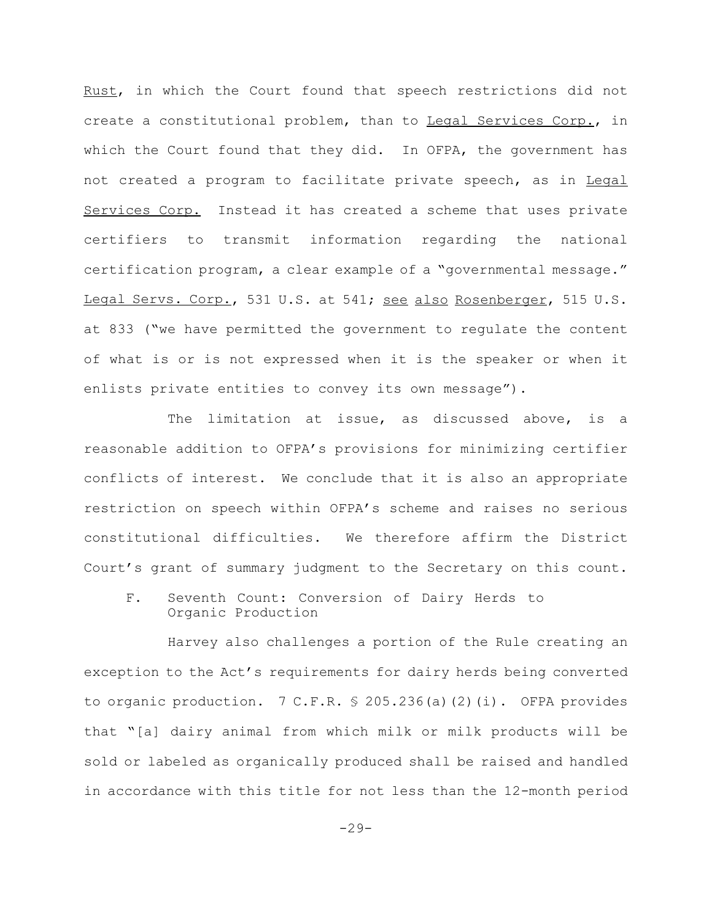Rust, in which the Court found that speech restrictions did not create a constitutional problem, than to Legal Services Corp., in which the Court found that they did. In OFPA, the government has not created a program to facilitate private speech, as in Legal Services Corp. Instead it has created a scheme that uses private certifiers to transmit information regarding the national certification program, a clear example of a "governmental message." Legal Servs. Corp., 531 U.S. at 541; see also Rosenberger, 515 U.S. at 833 ("we have permitted the government to regulate the content of what is or is not expressed when it is the speaker or when it enlists private entities to convey its own message").

The limitation at issue, as discussed above, is a reasonable addition to OFPA's provisions for minimizing certifier conflicts of interest. We conclude that it is also an appropriate restriction on speech within OFPA's scheme and raises no serious constitutional difficulties. We therefore affirm the District Court's grant of summary judgment to the Secretary on this count.

### F. Seventh Count: Conversion of Dairy Herds to Organic Production

Harvey also challenges a portion of the Rule creating an exception to the Act's requirements for dairy herds being converted to organic production. 7 C.F.R. § 205.236(a)(2)(i). OFPA provides that "[a] dairy animal from which milk or milk products will be sold or labeled as organically produced shall be raised and handled in accordance with this title for not less than the 12-month period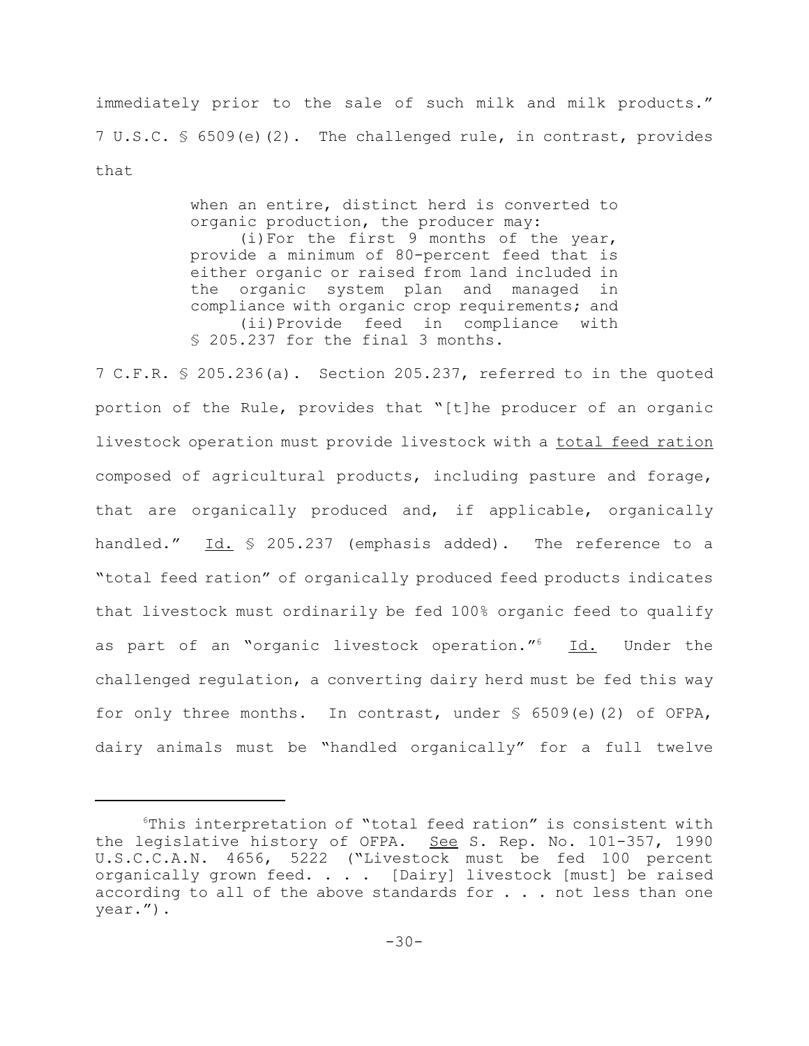immediately prior to the sale of such milk and milk products." 7 U.S.C. § 6509(e)(2). The challenged rule, in contrast, provides that

> when an entire, distinct herd is converted to organic production, the producer may:
>
> (i) For the first 9 months of the year, provide a minimum of 80-percent feed that is either organic or raised from land included in the organic system plan and managed in compliance with organic crop requirements; and
>
> (ii) Provide feed in compliance with § 205.237 for the final 3 months.

7 C.F.R. § 205.236(a). Section 205.237, referred to in the quoted portion of the Rule, provides that "[t]he producer of an organic livestock operation must provide livestock with a <u>total feed ration</u> composed of agricultural products, including pasture and forage, that are organically produced and, if applicable, organically handled." <u>Id.</u> § 205.237 (emphasis added). The reference to a "total feed ration" of organically produced feed products indicates that livestock must ordinarily be fed 100% organic feed to qualify as part of an "organic livestock operation."[6] <u>Id.</u> Under the challenged regulation, a converting dairy herd must be fed this way for only three months. In contrast, under § 6509(e)(2) of OFPA, dairy animals must be "handled organically" for a full twelve

---

[6] This interpretation of "total feed ration" is consistent with the legislative history of OFPA. <u>See</u> S. Rep. No. 101-357, 1990 U.S.C.C.A.N. 4656, 5222 ("Livestock must be fed 100 percent organically grown feed. . . . [Dairy] livestock [must] be raised according to all of the above standards for . . . not less than one year.").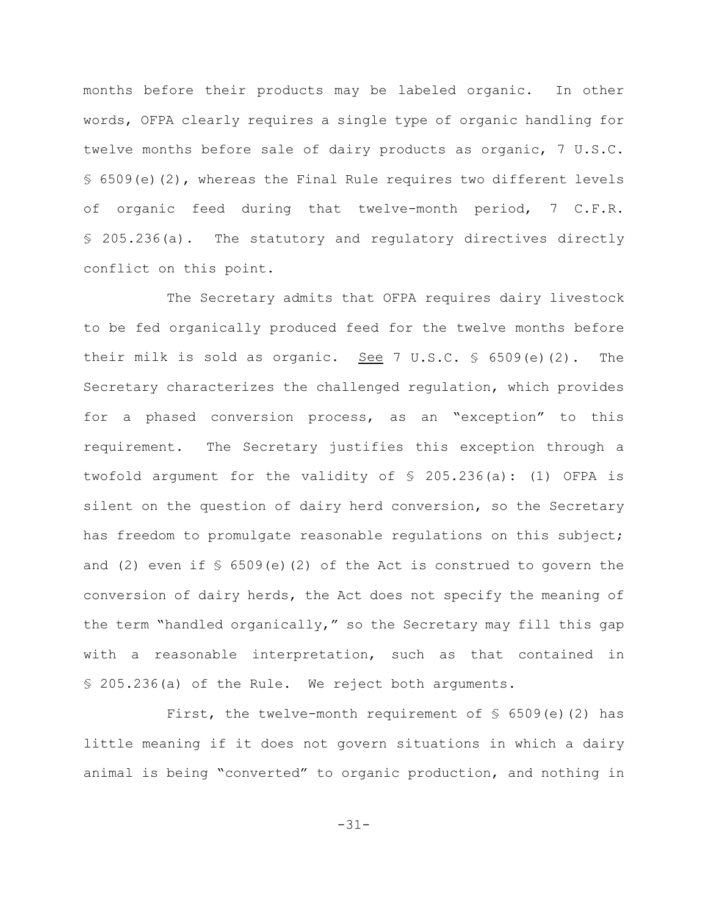months before their products may be labeled organic. In other words, OFPA clearly requires a single type of organic handling for twelve months before sale of dairy products as organic, 7 U.S.C. § 6509(e)(2), whereas the Final Rule requires two different levels of organic feed during that twelve-month period, 7 C.F.R. § 205.236(a). The statutory and regulatory directives directly conflict on this point.

The Secretary admits that OFPA requires dairy livestock to be fed organically produced feed for the twelve months before their milk is sold as organic. See 7 U.S.C. § 6509(e)(2). The Secretary characterizes the challenged regulation, which provides for a phased conversion process, as an "exception" to this requirement. The Secretary justifies this exception through a twofold argument for the validity of § 205.236(a): (1) OFPA is silent on the question of dairy herd conversion, so the Secretary has freedom to promulgate reasonable regulations on this subject; and (2) even if § 6509(e)(2) of the Act is construed to govern the conversion of dairy herds, the Act does not specify the meaning of the term "handled organically," so the Secretary may fill this gap with a reasonable interpretation, such as that contained in § 205.236(a) of the Rule. We reject both arguments.

First, the twelve-month requirement of § 6509(e)(2) has little meaning if it does not govern situations in which a dairy animal is being "converted" to organic production, and nothing in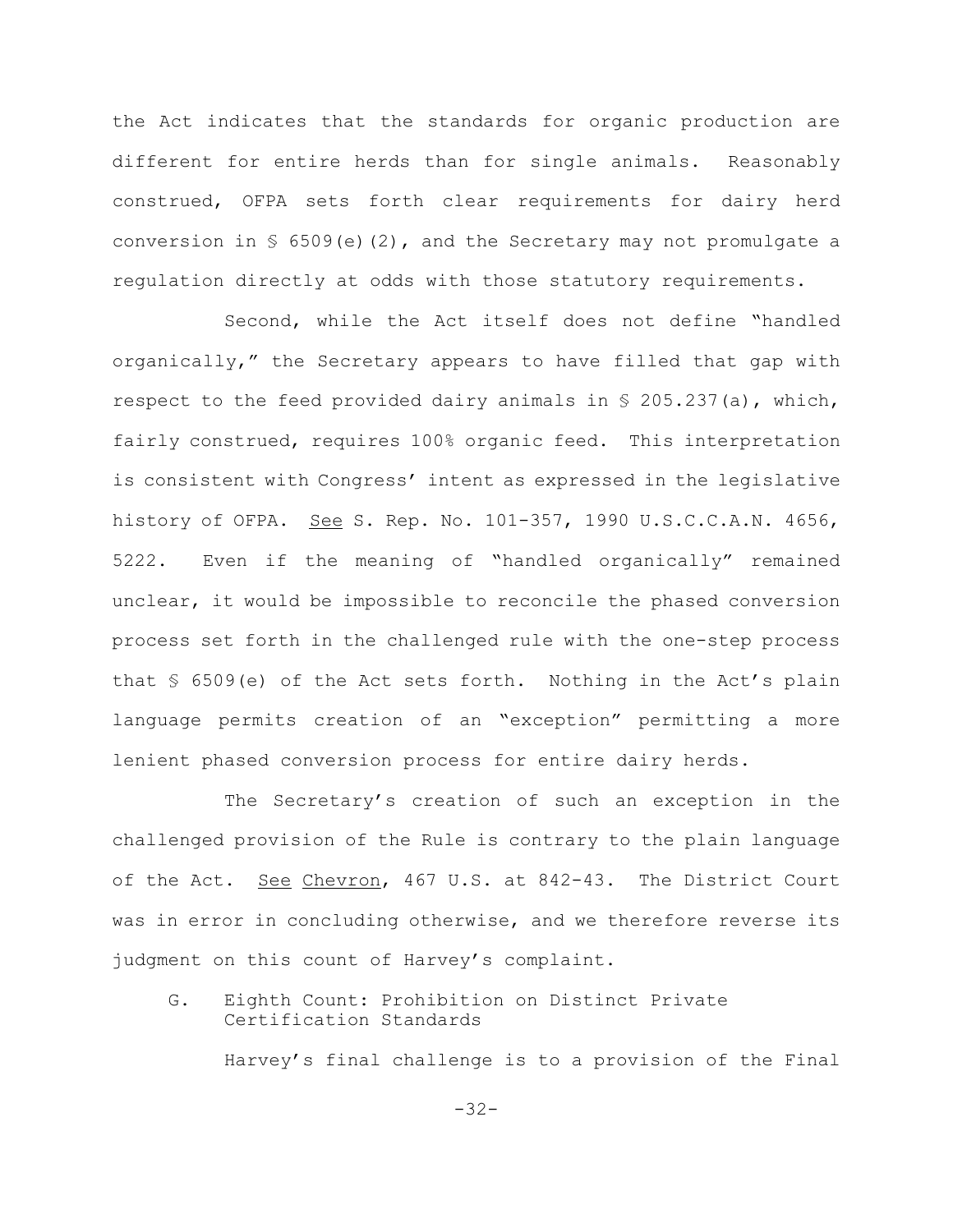the Act indicates that the standards for organic production are different for entire herds than for single animals. Reasonably construed, OFPA sets forth clear requirements for dairy herd conversion in § 6509(e)(2), and the Secretary may not promulgate a regulation directly at odds with those statutory requirements.

Second, while the Act itself does not define "handled organically," the Secretary appears to have filled that gap with respect to the feed provided dairy animals in § 205.237(a), which, fairly construed, requires 100% organic feed. This interpretation is consistent with Congress' intent as expressed in the legislative history of OFPA. See S. Rep. No. 101-357, 1990 U.S.C.C.A.N. 4656, 5222. Even if the meaning of "handled organically" remained unclear, it would be impossible to reconcile the phased conversion process set forth in the challenged rule with the one-step process that § 6509(e) of the Act sets forth. Nothing in the Act's plain language permits creation of an "exception" permitting a more lenient phased conversion process for entire dairy herds.

The Secretary's creation of such an exception in the challenged provision of the Rule is contrary to the plain language of the Act. See Chevron, 467 U.S. at 842-43. The District Court was in error in concluding otherwise, and we therefore reverse its judgment on this count of Harvey's complaint.

### G. Eighth Count: Prohibition on Distinct Private Certification Standards

Harvey's final challenge is to a provision of the Final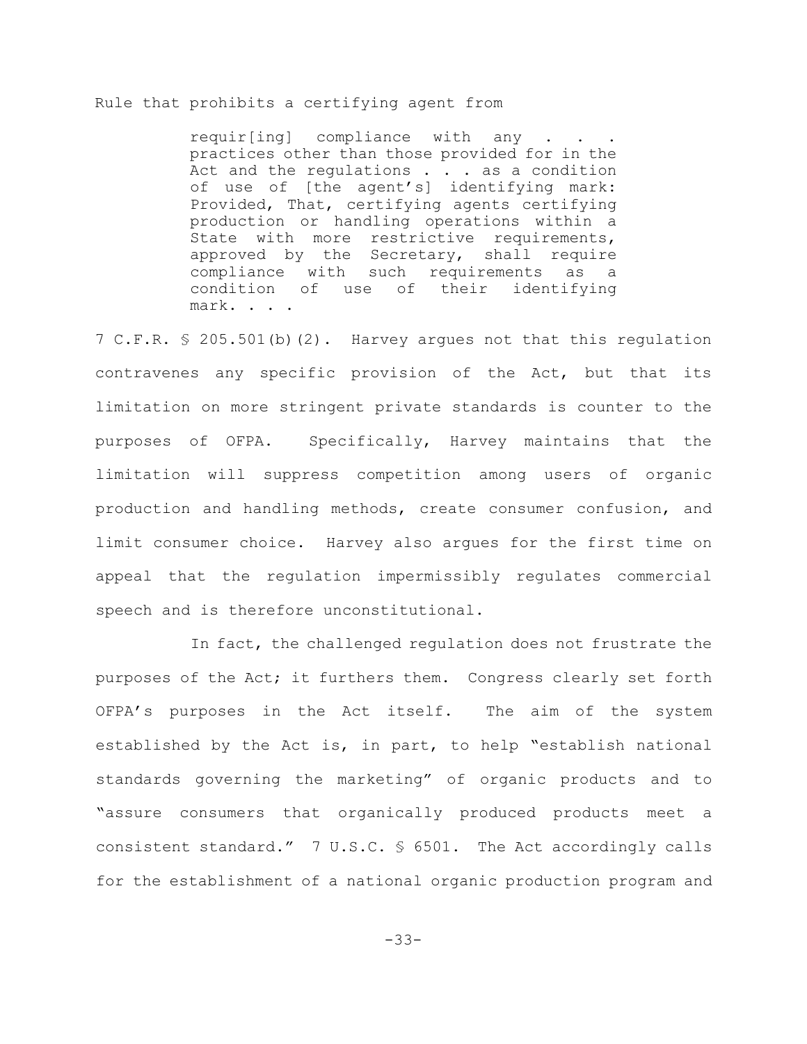Rule that prohibits a certifying agent from

> requir[ing] compliance with any . . . practices other than those provided for in the Act and the regulations . . . as a condition of use of [the agent's] identifying mark: Provided, That, certifying agents certifying production or handling operations within a State with more restrictive requirements, approved by the Secretary, shall require compliance with such requirements as a condition of use of their identifying mark. . . .

7 C.F.R. § 205.501(b)(2). Harvey argues not that this regulation contravenes any specific provision of the Act, but that its limitation on more stringent private standards is counter to the purposes of OFPA. Specifically, Harvey maintains that the limitation will suppress competition among users of organic production and handling methods, create consumer confusion, and limit consumer choice. Harvey also argues for the first time on appeal that the regulation impermissibly regulates commercial speech and is therefore unconstitutional.

In fact, the challenged regulation does not frustrate the purposes of the Act; it furthers them. Congress clearly set forth OFPA's purposes in the Act itself. The aim of the system established by the Act is, in part, to help "establish national standards governing the marketing" of organic products and to "assure consumers that organically produced products meet a consistent standard." 7 U.S.C. § 6501. The Act accordingly calls for the establishment of a national organic production program and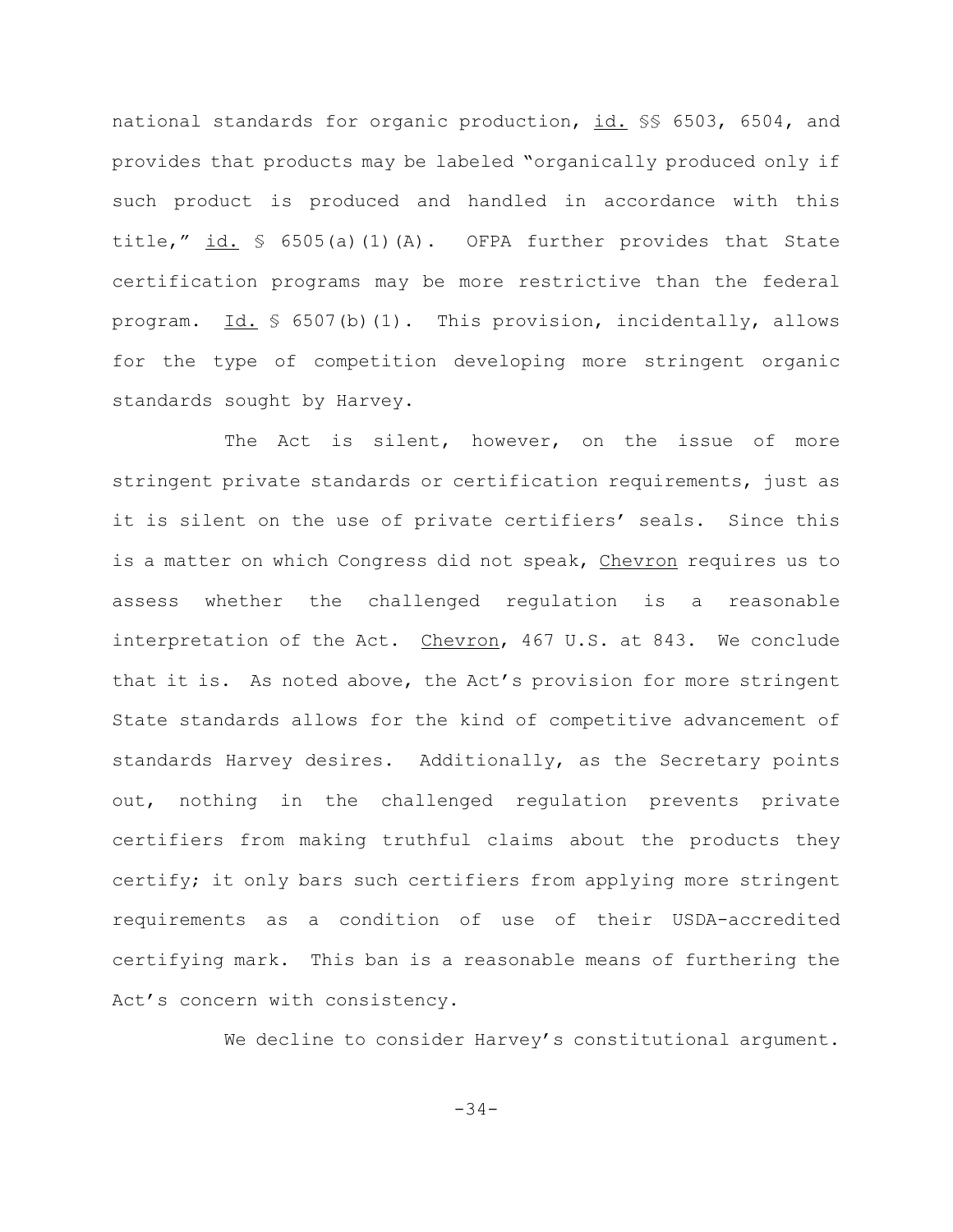national standards for organic production, id. §§ 6503, 6504, and provides that products may be labeled "organically produced only if such product is produced and handled in accordance with this title," id. § 6505(a)(1)(A). OFPA further provides that State certification programs may be more restrictive than the federal program. Id. § 6507(b)(1). This provision, incidentally, allows for the type of competition developing more stringent organic standards sought by Harvey.

The Act is silent, however, on the issue of more stringent private standards or certification requirements, just as it is silent on the use of private certifiers' seals. Since this is a matter on which Congress did not speak, Chevron requires us to assess whether the challenged regulation is a reasonable interpretation of the Act. Chevron, 467 U.S. at 843. We conclude that it is. As noted above, the Act's provision for more stringent State standards allows for the kind of competitive advancement of standards Harvey desires. Additionally, as the Secretary points out, nothing in the challenged regulation prevents private certifiers from making truthful claims about the products they certify; it only bars such certifiers from applying more stringent requirements as a condition of use of their USDA-accredited certifying mark. This ban is a reasonable means of furthering the Act's concern with consistency.

We decline to consider Harvey's constitutional argument.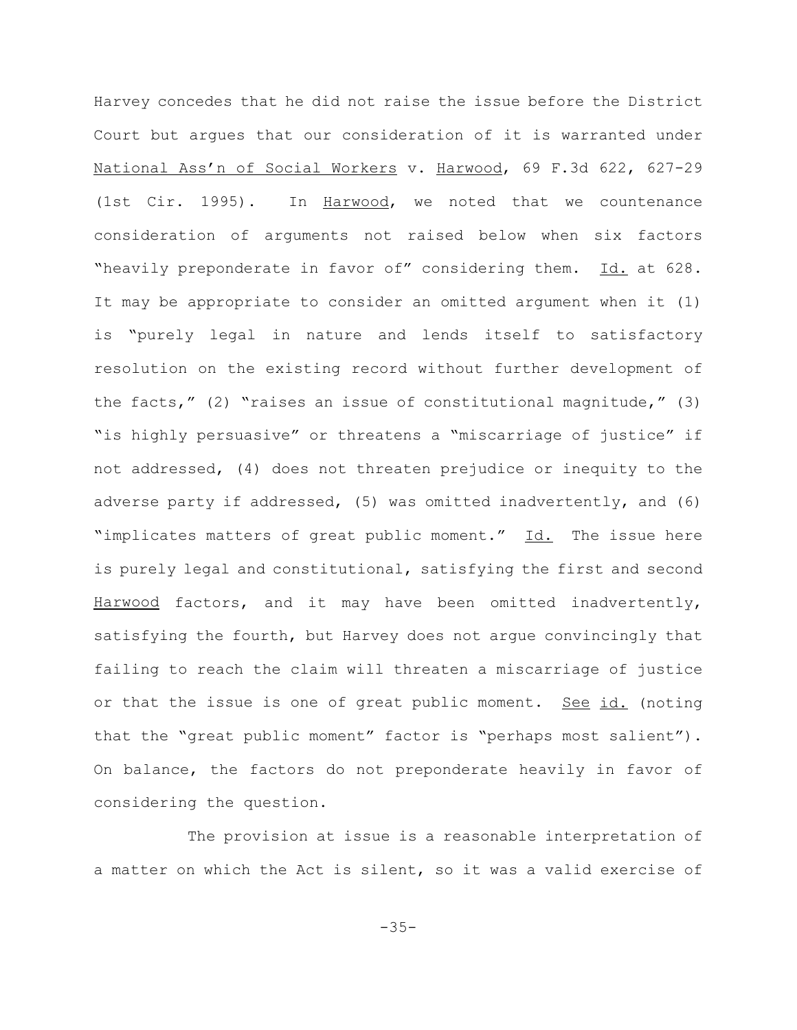Harvey concedes that he did not raise the issue before the District Court but argues that our consideration of it is warranted under National Ass'n of Social Workers v. Harwood, 69 F.3d 622, 627-29 (1st Cir. 1995). In Harwood, we noted that we countenance consideration of arguments not raised below when six factors "heavily preponderate in favor of" considering them. Id. at 628. It may be appropriate to consider an omitted argument when it (1) is "purely legal in nature and lends itself to satisfactory resolution on the existing record without further development of the facts," (2) "raises an issue of constitutional magnitude," (3) "is highly persuasive" or threatens a "miscarriage of justice" if not addressed, (4) does not threaten prejudice or inequity to the adverse party if addressed, (5) was omitted inadvertently, and (6) "implicates matters of great public moment." Id. The issue here is purely legal and constitutional, satisfying the first and second Harwood factors, and it may have been omitted inadvertently, satisfying the fourth, but Harvey does not argue convincingly that failing to reach the claim will threaten a miscarriage of justice or that the issue is one of great public moment. See id. (noting that the "great public moment" factor is "perhaps most salient"). On balance, the factors do not preponderate heavily in favor of considering the question.

The provision at issue is a reasonable interpretation of a matter on which the Act is silent, so it was a valid exercise of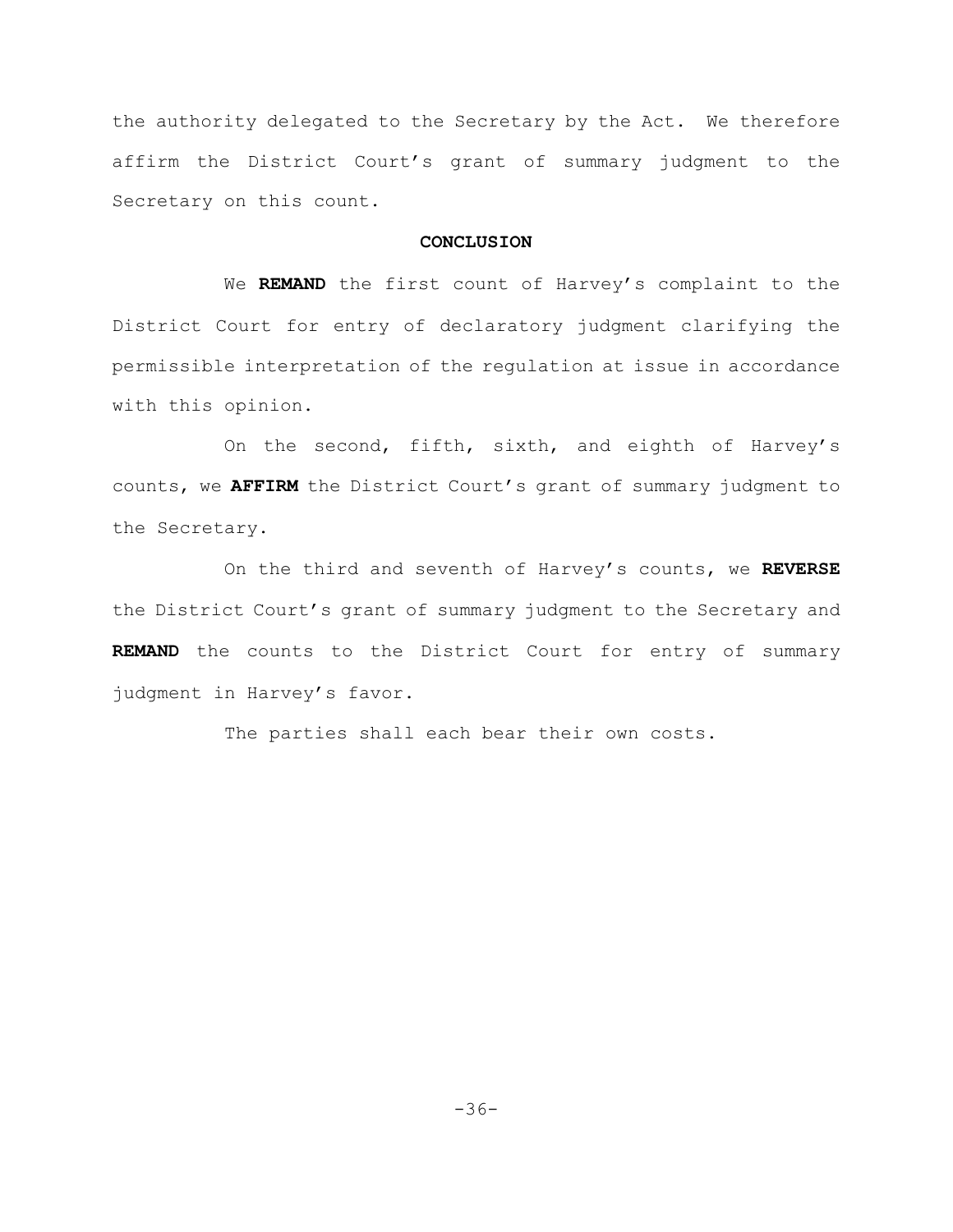the authority delegated to the Secretary by the Act. We therefore affirm the District Court's grant of summary judgment to the Secretary on this count.

## CONCLUSION

We **REMAND** the first count of Harvey's complaint to the District Court for entry of declaratory judgment clarifying the permissible interpretation of the regulation at issue in accordance with this opinion.

On the second, fifth, sixth, and eighth of Harvey's counts, we **AFFIRM** the District Court's grant of summary judgment to the Secretary.

On the third and seventh of Harvey's counts, we **REVERSE** the District Court's grant of summary judgment to the Secretary and **REMAND** the counts to the District Court for entry of summary judgment in Harvey's favor.

The parties shall each bear their own costs.